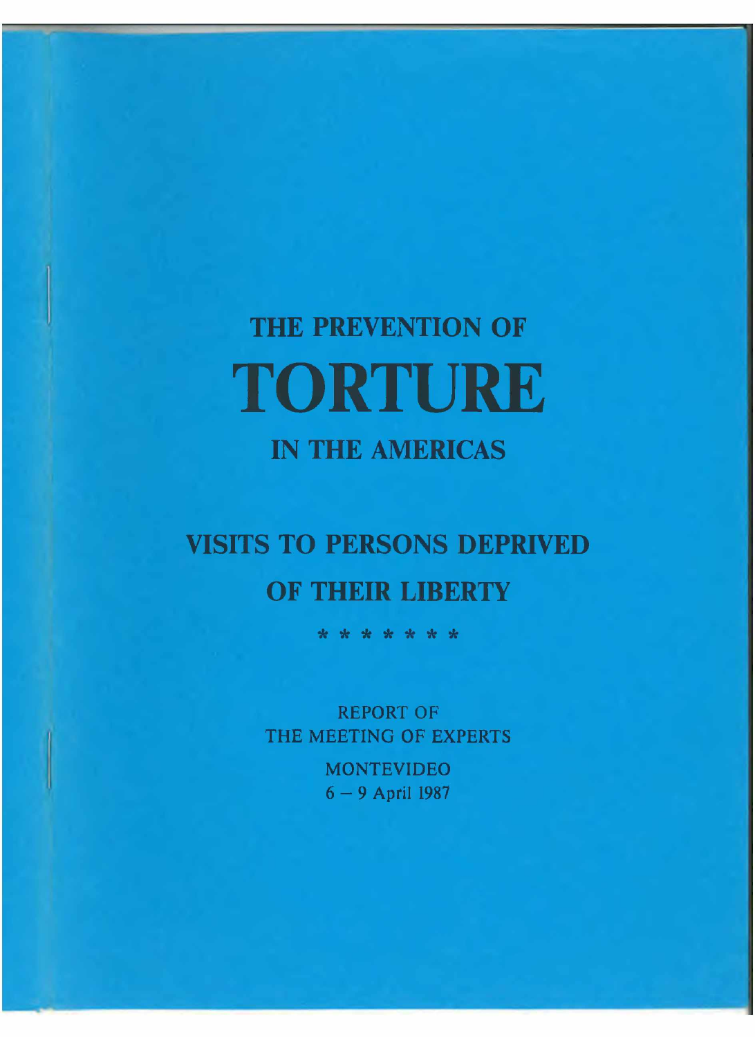# THE PREVENTION OF
# TORTURE
# IN THE AMERICAS

## VISITS TO PERSONS DEPRIVED OF THEIR LIBERTY

\* \* \* \* \* \* \*

REPORT OF
THE MEETING OF EXPERTS

MONTEVIDEO
6 – 9 April 1987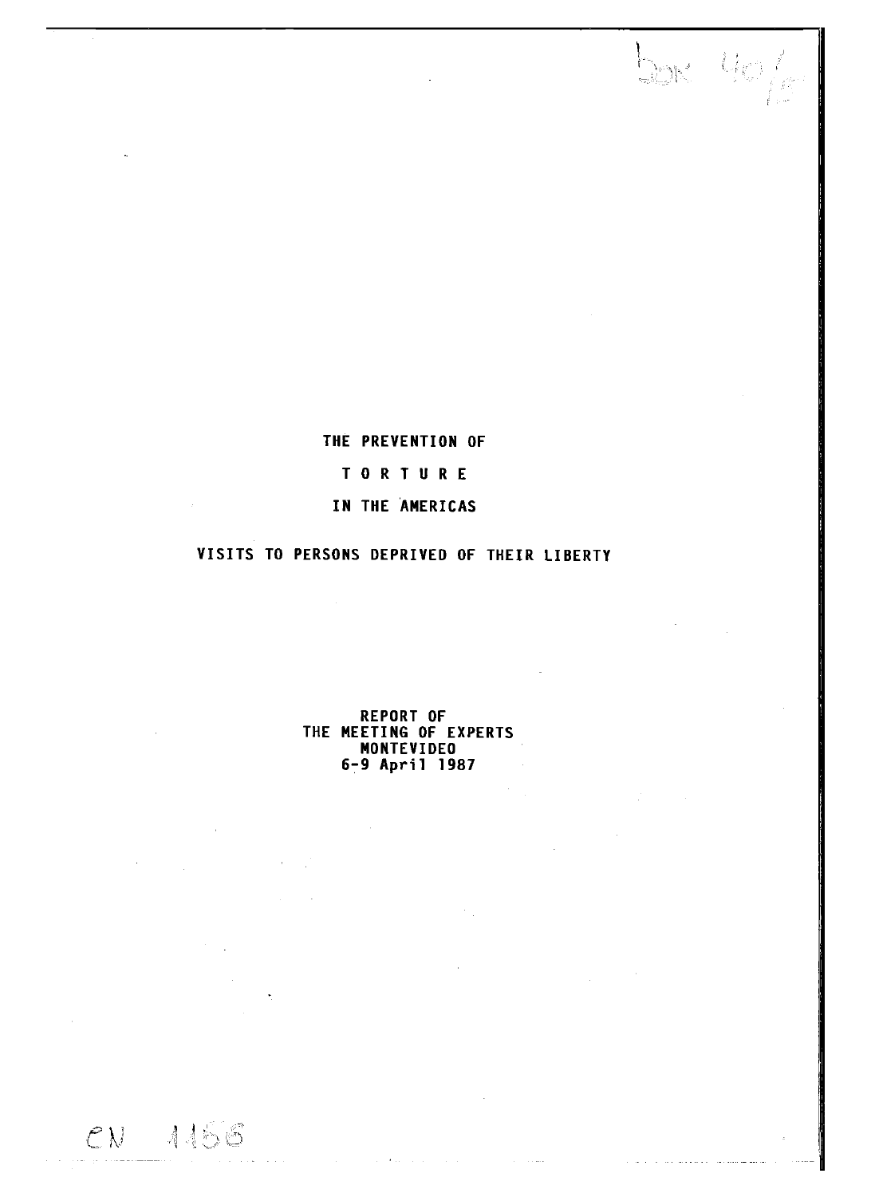# THE PREVENTION OF

# T O R T U R E

# IN THE AMERICAS

## VISITS TO PERSONS DEPRIVED OF THEIR LIBERTY

REPORT OF
THE MEETING OF EXPERTS
MONTEVIDEO
6-9 April 1987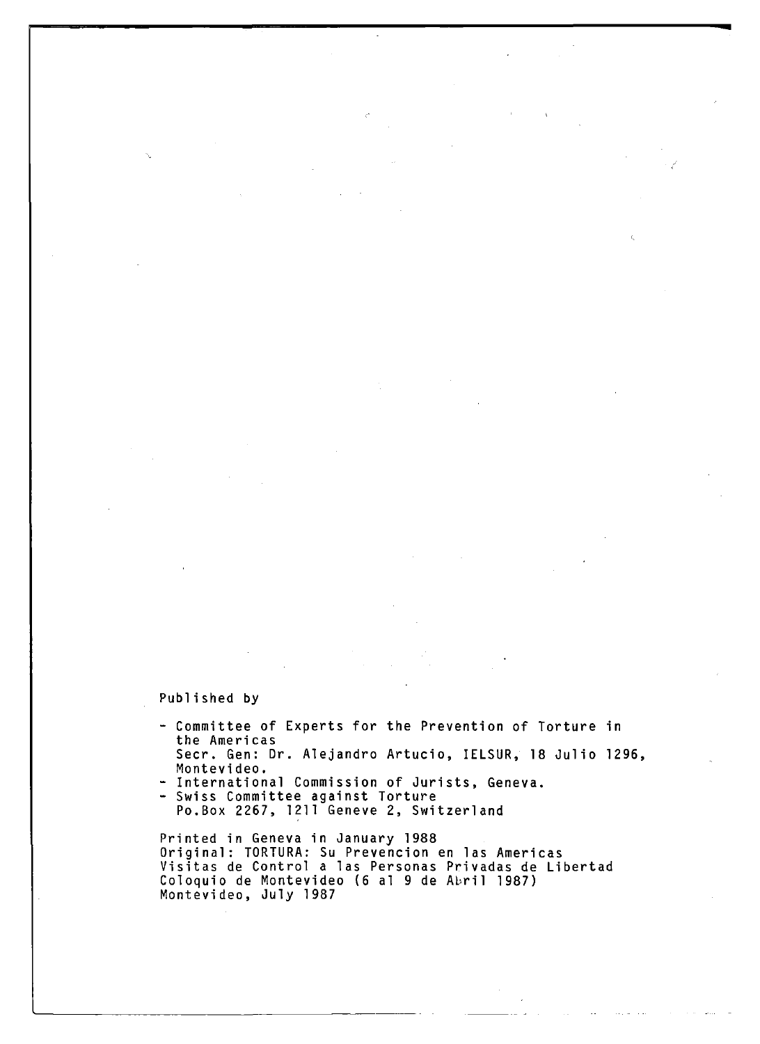Published by

- Committee of Experts for the Prevention of Torture in the Americas
  Secr. Gen: Dr. Alejandro Artucio, IELSUR, 18 Julio 1296, Montevideo.
- International Commission of Jurists, Geneva.
- Swiss Committee against Torture
  Po.Box 2267, 1211 Geneve 2, Switzerland

Printed in Geneva in January 1988
Original: TORTURA: Su Prevencion en las Americas
Visitas de Control a las Personas Privadas de Libertad
Coloquio de Montevideo (6 al 9 de Abril 1987)
Montevideo, July 1987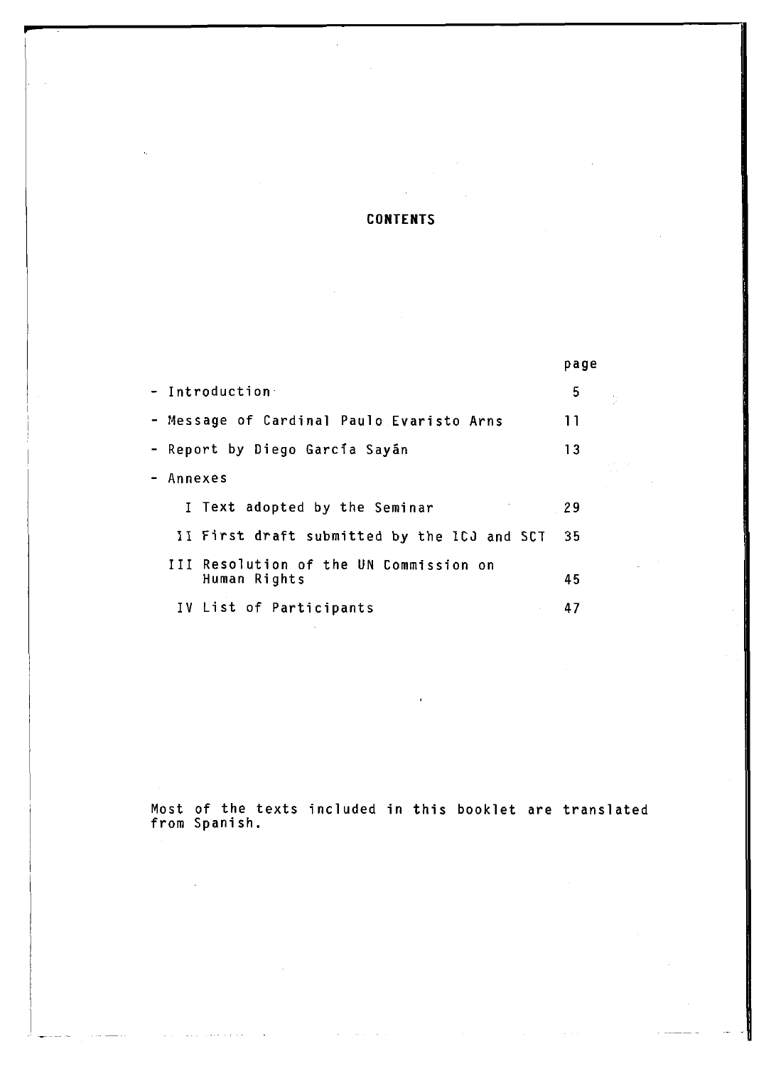# CONTENTS

| | page |
|---|---|
| - Introduction | 5 |
| - Message of Cardinal Paulo Evaristo Arns | 11 |
| - Report by Diego García Sayán | 13 |
| - Annexes | |
| I Text adopted by the Seminar | 29 |
| II First draft submitted by the ICJ and SCT | 35 |
| III Resolution of the UN Commission on Human Rights | 45 |
| IV List of Participants | 47 |

Most of the texts included in this booklet are translated from Spanish.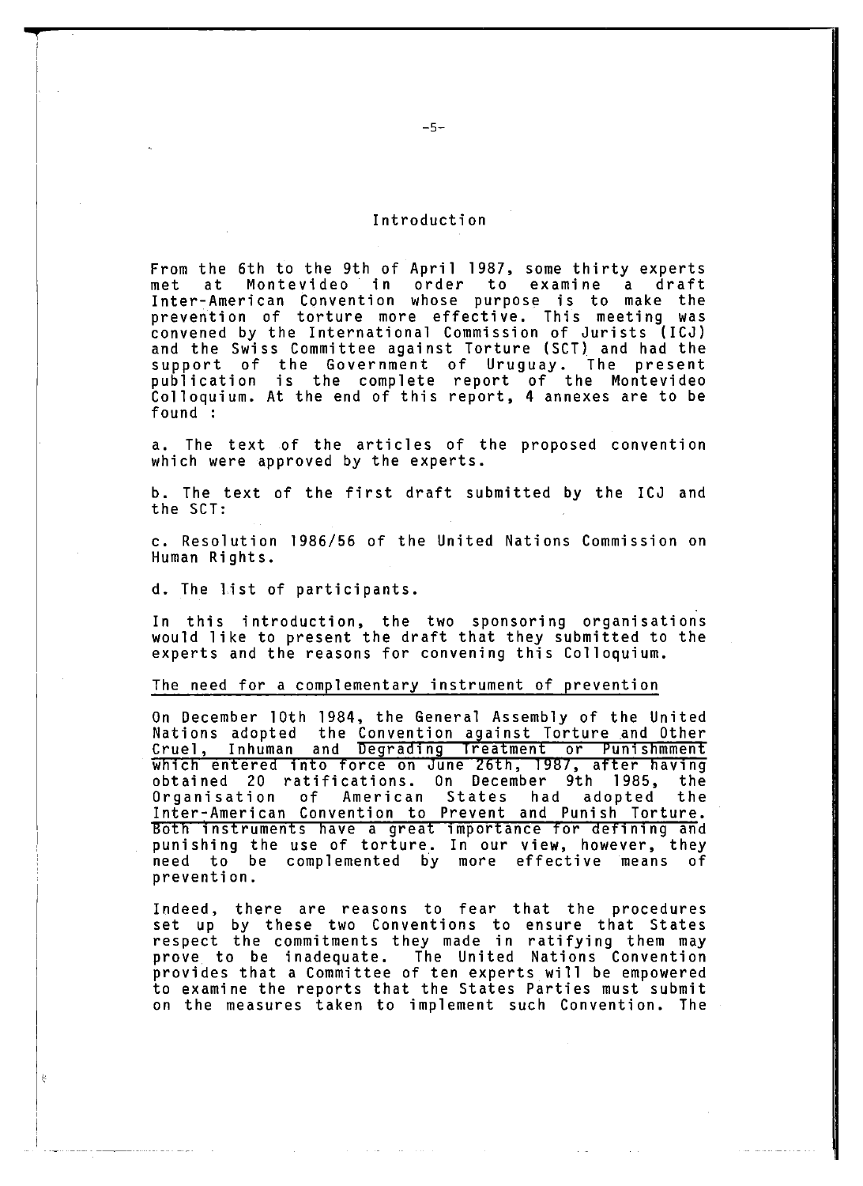## Introduction

From the 6th to the 9th of April 1987, some thirty experts met at Montevideo in order to examine a draft Inter-American Convention whose purpose is to make the prevention of torture more effective. This meeting was convened by the International Commission of Jurists (ICJ) and the Swiss Committee against Torture (SCT) and had the support of the Government of Uruguay. The present publication is the complete report of the Montevideo Colloquium. At the end of this report, 4 annexes are to be found :

a. The text of the articles of the proposed convention which were approved by the experts.

b. The text of the first draft submitted by the ICJ and the SCT:

c. Resolution 1986/56 of the United Nations Commission on Human Rights.

d. The list of participants.

In this introduction, the two sponsoring organisations would like to present the draft that they submitted to the experts and the reasons for convening this Colloquium.

### The need for a complementary instrument of prevention

On December 10th 1984, the General Assembly of the United Nations adopted the Convention against Torture and Other Cruel, Inhuman and Degrading Treatment or Punishmment which entered into force on June 26th, 1987, after having obtained 20 ratifications. On December 9th 1985, the Organisation of American States had adopted the Inter-American Convention to Prevent and Punish Torture. Both instruments have a great importance for defining and punishing the use of torture. In our view, however, they need to be complemented by more effective means of prevention.

Indeed, there are reasons to fear that the procedures set up by these two Conventions to ensure that States respect the commitments they made in ratifying them may prove to be inadequate. The United Nations Convention provides that a Committee of ten experts will be empowered to examine the reports that the States Parties must submit on the measures taken to implement such Convention. The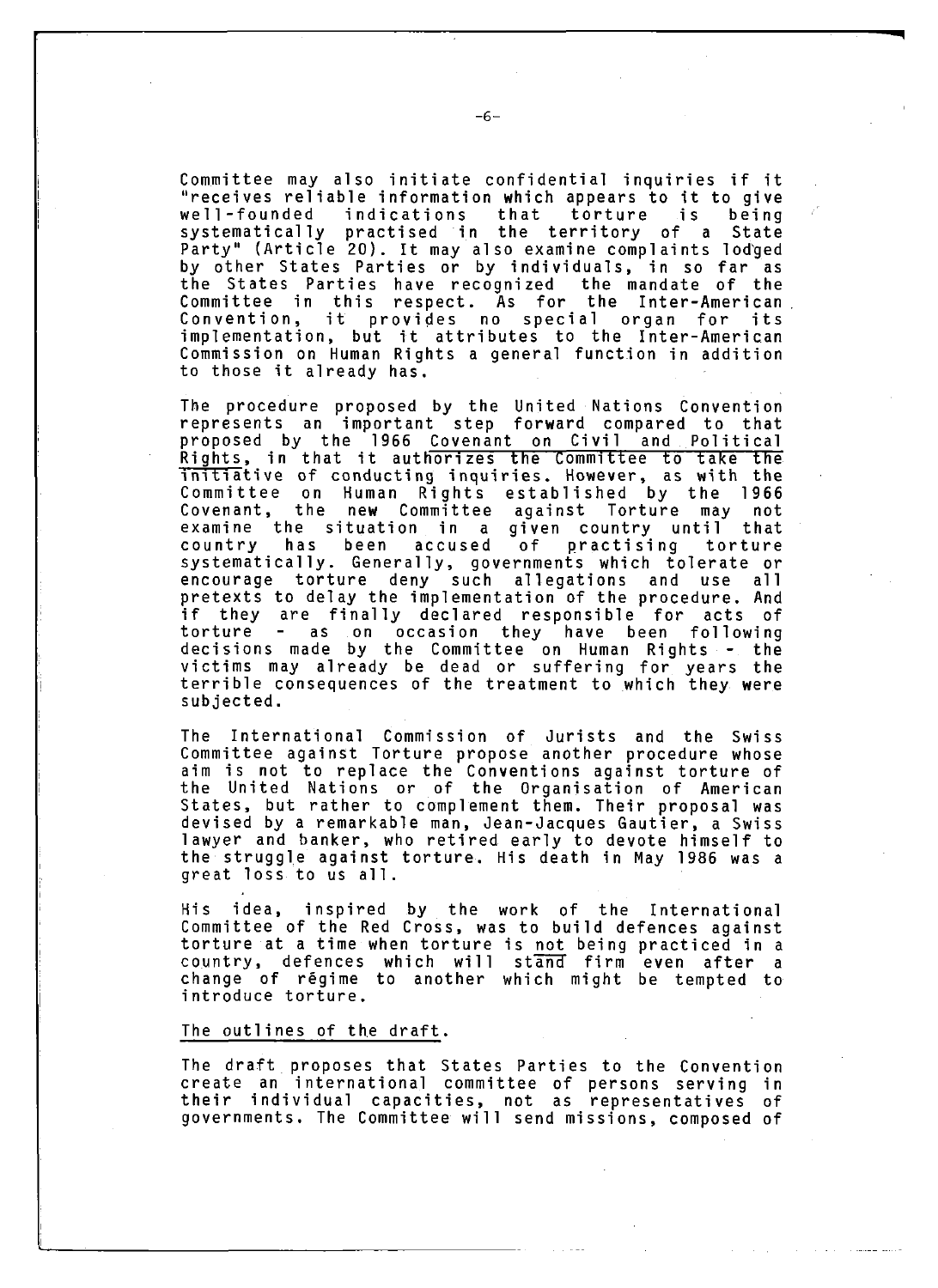Committee may also initiate confidential inquiries if it "receives reliable information which appears to it to give well-founded indications that torture is being systematically practised in the territory of a State Party" (Article 20). It may also examine complaints lodged by other States Parties or by individuals, in so far as the States Parties have recognized the mandate of the Committee in this respect. As for the Inter-American Convention, it provides no special organ for its implementation, but it attributes to the Inter-American Commission on Human Rights a general function in addition to those it already has.

The procedure proposed by the United Nations Convention represents an important step forward compared to that proposed by the 1966 Covenant on Civil and Political Rights, in that it authorizes the Committee to take the initiative of conducting inquiries. However, as with the Committee on Human Rights established by the 1966 Covenant, the new Committee against Torture may not examine the situation in a given country until that country has been accused of practising torture systematically. Generally, governments which tolerate or encourage torture deny such allegations and use all pretexts to delay the implementation of the procedure. And if they are finally declared responsible for acts of torture - as on occasion they have been following decisions made by the Committee on Human Rights - the victims may already be dead or suffering for years the terrible consequences of the treatment to which they were subjected.

The International Commission of Jurists and the Swiss Committee against Torture propose another procedure whose aim is not to replace the Conventions against torture of the United Nations or of the Organisation of American States, but rather to complement them. Their proposal was devised by a remarkable man, Jean-Jacques Gautier, a Swiss lawyer and banker, who retired early to devote himself to the struggle against torture. His death in May 1986 was a great loss to us all.

His idea, inspired by the work of the International Committee of the Red Cross, was to build defences against torture at a time when torture is not being practiced in a country, defences which will stand firm even after a change of régime to another which might be tempted to introduce torture.

## The outlines of the draft.

The draft proposes that States Parties to the Convention create an international committee of persons serving in their individual capacities, not as representatives of governments. The Committee will send missions, composed of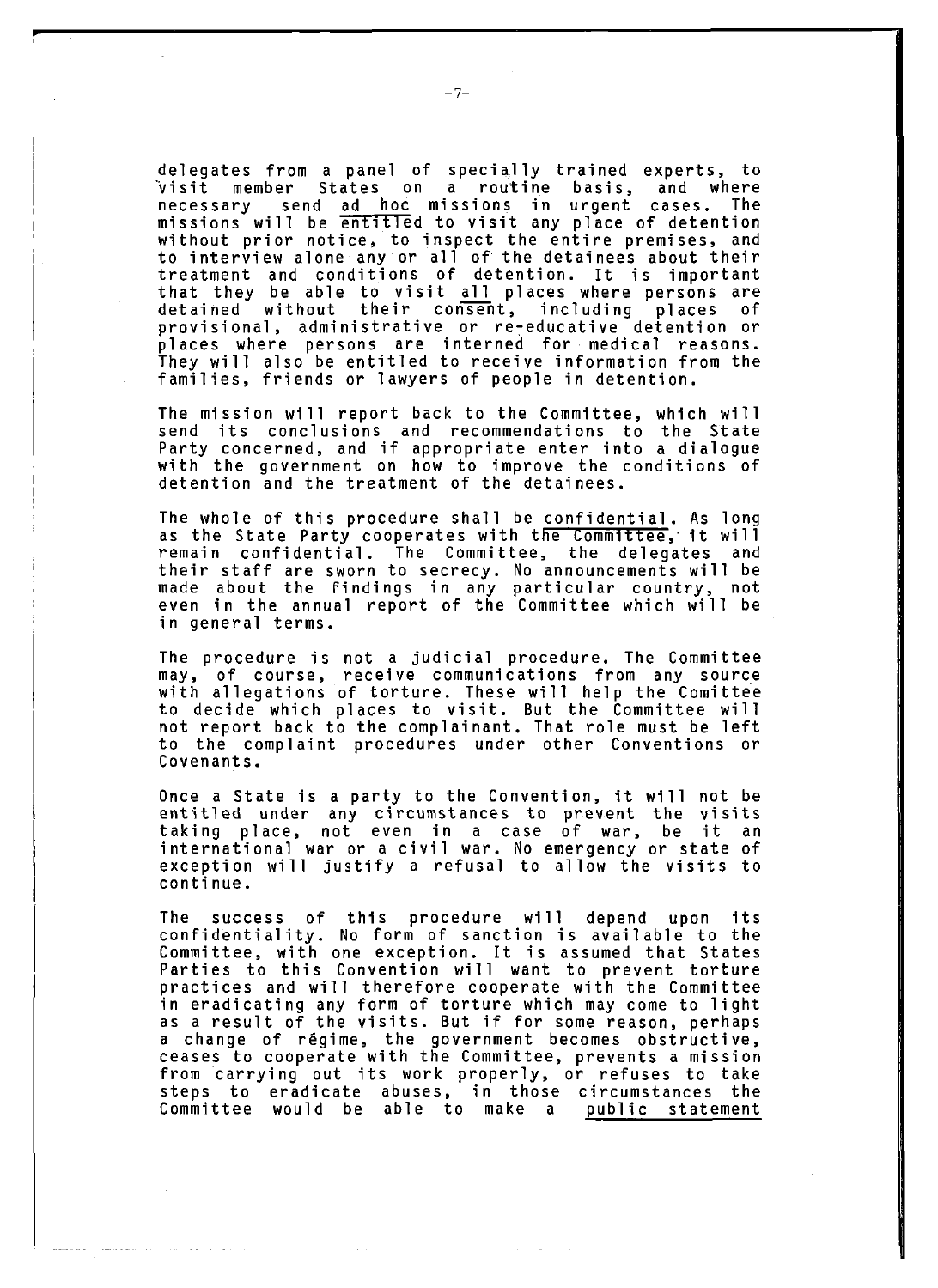delegates from a panel of specially trained experts, to visit member States on a routine basis, and where necessary send *ad hoc* missions in urgent cases. The missions will be *entitled* to visit any place of detention without prior notice, to inspect the entire premises, and to interview alone any or all of the detainees about their treatment and conditions of detention. It is important that they be able to visit *all* places where persons are detained without their *consent*, including places of provisional, administrative or re-educative detention or places where persons are interned for medical reasons. They will also be entitled to receive information from the families, friends or lawyers of people in detention.

The mission will report back to the Committee, which will send its conclusions and recommendations to the State Party concerned, and if appropriate enter into a dialogue with the government on how to improve the conditions of detention and the treatment of the detainees.

The whole of this procedure shall be *confidential*. As long as the State Party cooperates with *the Committee*, it will remain confidential. The Committee, the delegates and their staff are sworn to secrecy. No announcements will be made about the findings in any particular country, not even in the annual report of the Committee which will be in general terms.

The procedure is not a judicial procedure. The Committee may, of course, receive communications from any source with allegations of torture. These will help the Comittee to decide which places to visit. But the Committee will not report back to the complainant. That role must be left to the complaint procedures under other Conventions or Covenants.

Once a State is a party to the Convention, it will not be entitled under any circumstances to prevent the visits taking place, not even in a case of war, be it an international war or a civil war. No emergency or state of exception will justify a refusal to allow the visits to continue.

The success of this procedure will depend upon its confidentiality. No form of sanction is available to the Committee, with one exception. It is assumed that States Parties to this Convention will want to prevent torture practices and will therefore cooperate with the Committee in eradicating any form of torture which may come to light as a result of the visits. But if for some reason, perhaps a change of régime, the government becomes obstructive, ceases to cooperate with the Committee, prevents a mission from carrying out its work properly, or refuses to take steps to eradicate abuses, in those circumstances the Committee would be able to make a *public statement*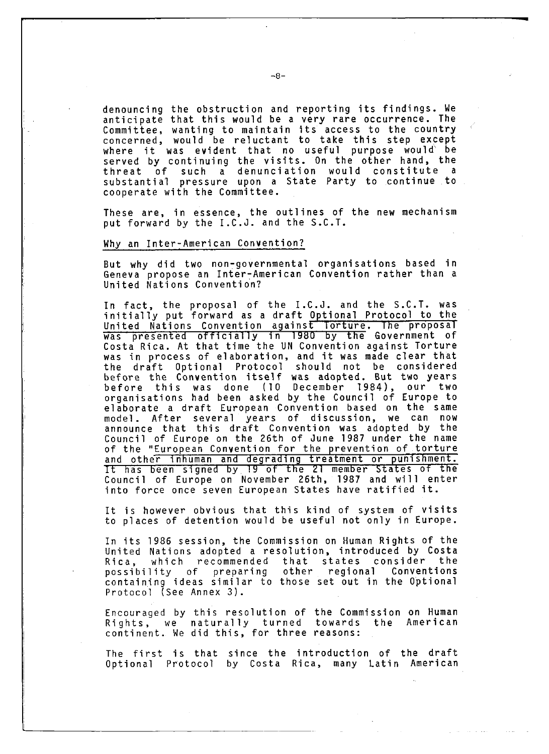denouncing the obstruction and reporting its findings. We anticipate that this would be a very rare occurrence. The Committee, wanting to maintain its access to the country concerned, would be reluctant to take this step except where it was evident that no useful purpose would be served by continuing the visits. On the other hand, the threat of such a denunciation would constitute a substantial pressure upon a State Party to continue to cooperate with the Committee.

These are, in essence, the outlines of the new mechanism put forward by the I.C.J. and the S.C.T.

## Why an Inter-American Convention?

But why did two non-governmental organisations based in Geneva propose an Inter-American Convention rather than a United Nations Convention?

In fact, the proposal of the I.C.J. and the S.C.T. was initially put forward as a draft Optional Protocol to the United Nations Convention against Torture. The proposal was presented officially in 1980 by the Government of Costa Rica. At that time the UN Convention against Torture was in process of elaboration, and it was made clear that the draft Optional Protocol should not be considered before the Convention itself was adopted. But two years before this was done (10 December 1984), our two organisations had been asked by the Council of Europe to elaborate a draft European Convention based on the same model. After several years of discussion, we can now announce that this draft Convention was adopted by the Council of Europe on the 26th of June 1987 under the name of the "European Convention for the prevention of torture and other inhuman and degrading treatment or punishment. It has been signed by 19 of the 21 member States of the Council of Europe on November 26th, 1987 and will enter into force once seven European States have ratified it.

It is however obvious that this kind of system of visits to places of detention would be useful not only in Europe.

In its 1986 session, the Commission on Human Rights of the United Nations adopted a resolution, introduced by Costa Rica, which recommended that states consider the possibility of preparing other regional Conventions containing ideas similar to those set out in the Optional Protocol (See Annex 3).

Encouraged by this resolution of the Commission on Human Rights, we naturally turned towards the American continent. We did this, for three reasons:

The first is that since the introduction of the draft Optional Protocol by Costa Rica, many Latin American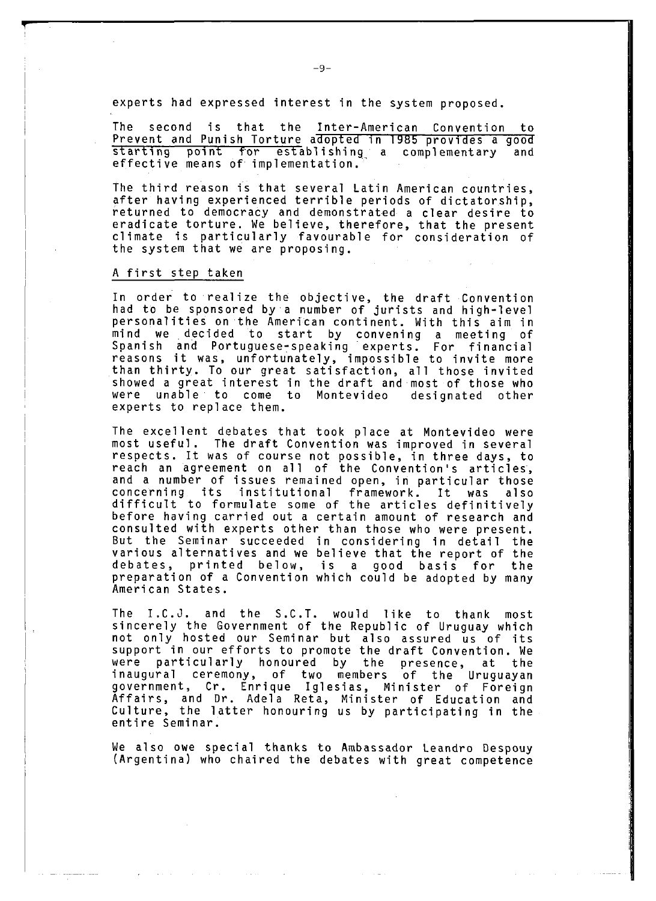experts had expressed interest in the system proposed.

The second is that the Inter-American Convention to Prevent and Punish Torture adopted in 1985 provides a good starting point for establishing a complementary and effective means of implementation.

The third reason is that several Latin American countries, after having experienced terrible periods of dictatorship, returned to democracy and demonstrated a clear desire to eradicate torture. We believe, therefore, that the present climate is particularly favourable for consideration of the system that we are proposing.

## A first step taken

In order to realize the objective, the draft Convention had to be sponsored by a number of jurists and high-level personalities on the American continent. With this aim in mind we decided to start by convening a meeting of Spanish and Portuguese-speaking experts. For financial reasons it was, unfortunately, impossible to invite more than thirty. To our great satisfaction, all those invited showed a great interest in the draft and most of those who were unable to come to Montevideo designated other experts to replace them.

The excellent debates that took place at Montevideo were most useful. The draft Convention was improved in several respects. It was of course not possible, in three days, to reach an agreement on all of the Convention's articles, and a number of issues remained open, in particular those concerning its institutional framework. It was also difficult to formulate some of the articles definitively before having carried out a certain amount of research and consulted with experts other than those who were present. But the Seminar succeeded in considering in detail the various alternatives and we believe that the report of the debates, printed below, is a good basis for the preparation of a Convention which could be adopted by many American States.

The I.C.J. and the S.C.T. would like to thank most sincerely the Government of the Republic of Uruguay which not only hosted our Seminar but also assured us of its support in our efforts to promote the draft Convention. We were particularly honoured by the presence, at the inaugural ceremony, of two members of the Uruguayan government, Cr. Enrique Iglesias, Minister of Foreign Affairs, and Dr. Adela Reta, Minister of Education and Culture, the latter honouring us by participating in the entire Seminar.

We also owe special thanks to Ambassador Leandro Despouy (Argentina) who chaired the debates with great competence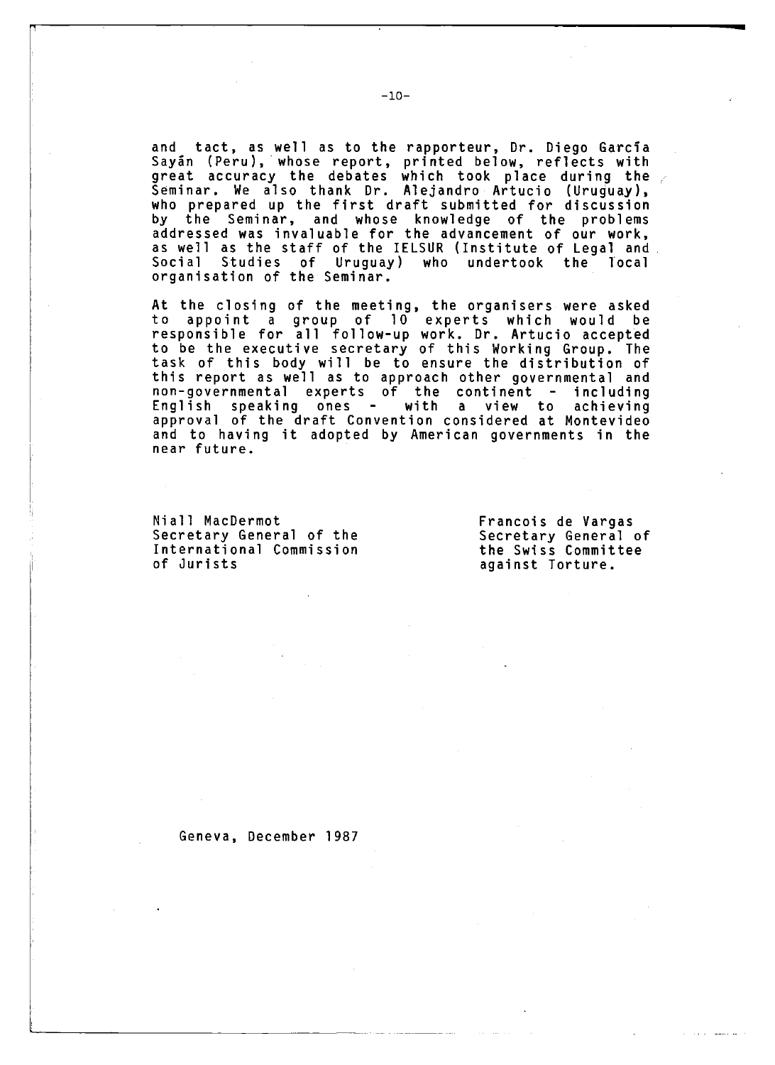and tact, as well as to the rapporteur, Dr. Diego García Sayán (Peru), whose report, printed below, reflects with great accuracy the debates which took place during the Seminar. We also thank Dr. Alejandro Artucio (Uruguay), who prepared up the first draft submitted for discussion by the Seminar, and whose knowledge of the problems addressed was invaluable for the advancement of our work, as well as the staff of the IELSUR (Institute of Legal and Social Studies of Uruguay) who undertook the local organisation of the Seminar.

At the closing of the meeting, the organisers were asked to appoint a group of 10 experts which would be responsible for all follow-up work. Dr. Artucio accepted to be the executive secretary of this Working Group. The task of this body will be to ensure the distribution of this report as well as to approach other governmental and non-governmental experts of the continent - including English speaking ones - with a view to achieving approval of the draft Convention considered at Montevideo and to having it adopted by American governments in the near future.

Niall MacDermot
Secretary General of the
International Commission
of Jurists

Francois de Vargas
Secretary General of
the Swiss Committee
against Torture.

Geneva, December 1987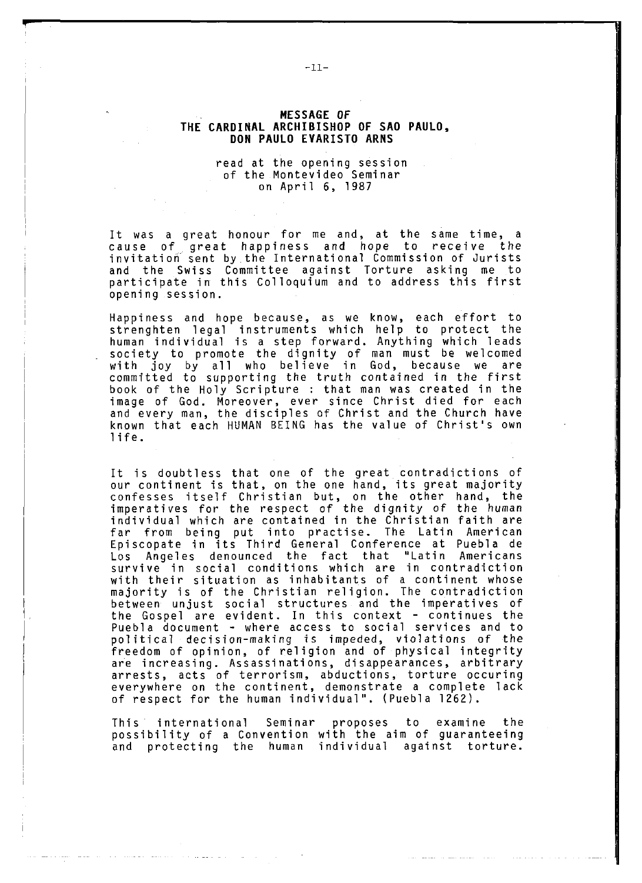## MESSAGE OF THE CARDINAL ARCHIBISHOP OF SAO PAULO, DON PAULO EVARISTO ARNS

read at the opening session of the Montevideo Seminar on April 6, 1987

It was a great honour for me and, at the same time, a cause of great happiness and hope to receive the invitation sent by the International Commission of Jurists and the Swiss Committee against Torture asking me to participate in this Colloquium and to address this first opening session.

Happiness and hope because, as we know, each effort to strenghten legal instruments which help to protect the human individual is a step forward. Anything which leads society to promote the dignity of man must be welcomed with joy by all who believe in God, because we are committed to supporting the truth contained in the first book of the Holy Scripture : that man was created in the image of God. Moreover, ever since Christ died for each and every man, the disciples of Christ and the Church have known that each HUMAN BEING has the value of Christ's own life.

It is doubtless that one of the great contradictions of our continent is that, on the one hand, its great majority confesses itself Christian but, on the other hand, the imperatives for the respect of the dignity of the human individual which are contained in the Christian faith are far from being put into practise. The Latin American Episcopate in its Third General Conference at Puebla de Los Angeles denounced the fact that "Latin Americans survive in social conditions which are in contradiction with their situation as inhabitants of a continent whose majority is of the Christian religion. The contradiction between unjust social structures and the imperatives of the Gospel are evident. In this context - continues the Puebla document - where access to social services and to political decision-making is impeded, violations of the freedom of opinion, of religion and of physical integrity are increasing. Assassinations, disappearances, arbitrary arrests, acts of terrorism, abductions, torture occuring everywhere on the continent, demonstrate a complete lack of respect for the human individual". (Puebla 1262).

This international Seminar proposes to examine the possibility of a Convention with the aim of guaranteeing and protecting the human individual against torture.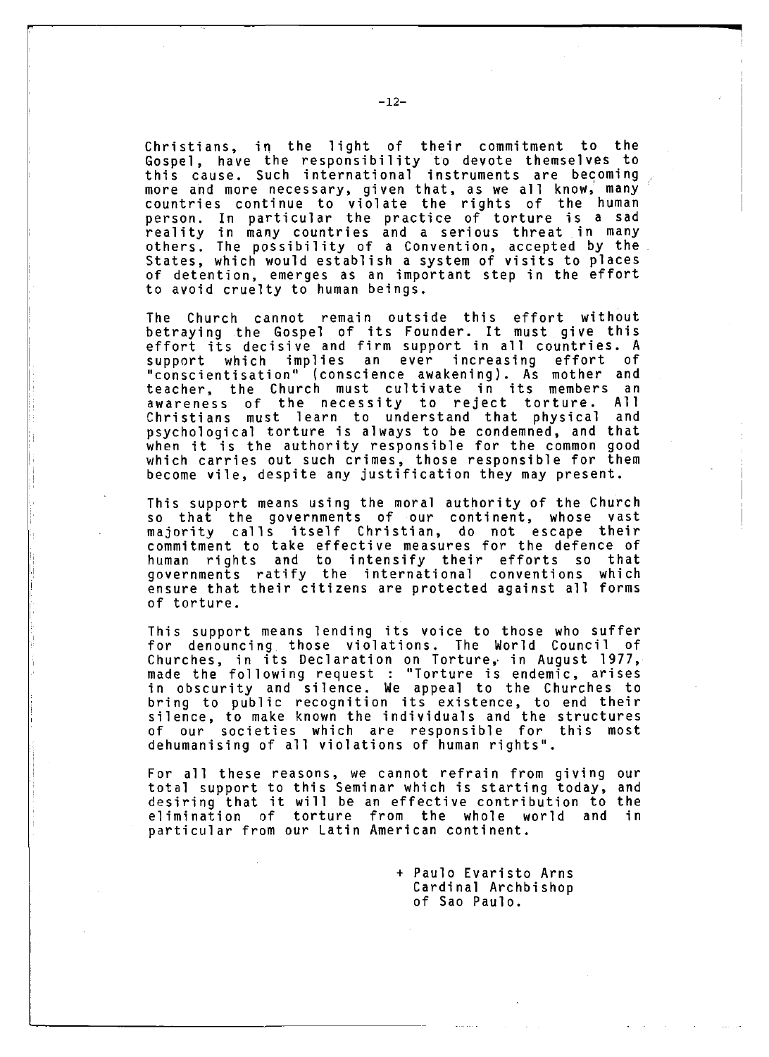Christians, in the light of their commitment to the Gospel, have the responsibility to devote themselves to this cause. Such international instruments are becoming more and more necessary, given that, as we all know, many countries continue to violate the rights of the human person. In particular the practice of torture is a sad reality in many countries and a serious threat in many others. The possibility of a Convention, accepted by the States, which would establish a system of visits to places of detention, emerges as an important step in the effort to avoid cruelty to human beings.

The Church cannot remain outside this effort without betraying the Gospel of its Founder. It must give this effort its decisive and firm support in all countries. A support which implies an ever increasing effort of "conscientisation" (conscience awakening). As mother and teacher, the Church must cultivate in its members an awareness of the necessity to reject torture. All Christians must learn to understand that physical and psychological torture is always to be condemned, and that when it is the authority responsible for the common good which carries out such crimes, those responsible for them become vile, despite any justification they may present.

This support means using the moral authority of the Church so that the governments of our continent, whose vast majority calls itself Christian, do not escape their commitment to take effective measures for the defence of human rights and to intensify their efforts so that governments ratify the international conventions which ensure that their citizens are protected against all forms of torture.

This support means lending its voice to those who suffer for denouncing those violations. The World Council of Churches, in its Declaration on Torture, in August 1977, made the following request : "Torture is endemic, arises in obscurity and silence. We appeal to the Churches to bring to public recognition its existence, to end their silence, to make known the individuals and the structures of our societies which are responsible for this most dehumanising of all violations of human rights".

For all these reasons, we cannot refrain from giving our total support to this Seminar which is starting today, and desiring that it will be an effective contribution to the elimination of torture from the whole world and in particular from our Latin American continent.

+ Paulo Evaristo Arns
Cardinal Archbishop
of Sao Paulo.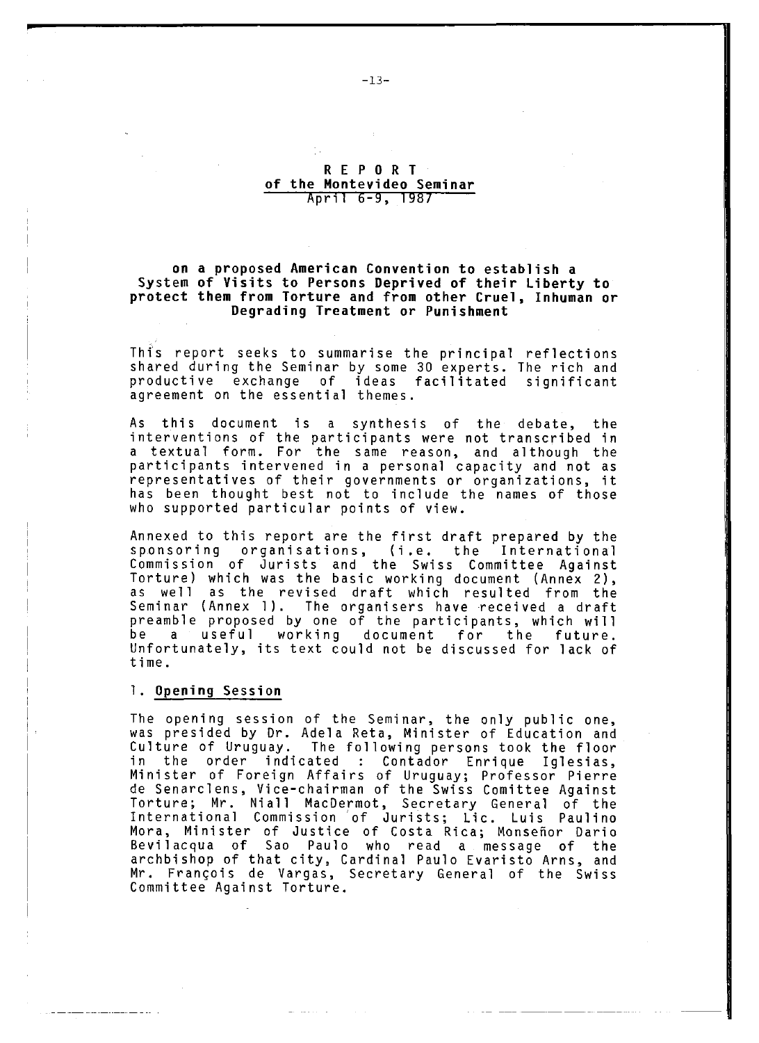# REPORT

## of the Montevideo Seminar

April 6-9, 1987

### on a proposed American Convention to establish a System of Visits to Persons Deprived of their Liberty to protect them from Torture and from other Cruel, Inhuman or Degrading Treatment or Punishment

This report seeks to summarise the principal reflections shared during the Seminar by some 30 experts. The rich and productive exchange of ideas facilitated significant agreement on the essential themes.

As this document is a synthesis of the debate, the interventions of the participants were not transcribed in a textual form. For the same reason, and although the participants intervened in a personal capacity and not as representatives of their governments or organizations, it has been thought best not to include the names of those who supported particular points of view.

Annexed to this report are the first draft prepared by the sponsoring organisations, (i.e. the International Commission of Jurists and the Swiss Committee Against Torture) which was the basic working document (Annex 2), as well as the revised draft which resulted from the Seminar (Annex 1). The organisers have received a draft preamble proposed by one of the participants, which will be a useful working document for the future. Unfortunately, its text could not be discussed for lack of time.

## 1. Opening Session

The opening session of the Seminar, the only public one, was presided by Dr. Adela Reta, Minister of Education and Culture of Uruguay. The following persons took the floor in the order indicated : Contador Enrique Iglesias, Minister of Foreign Affairs of Uruguay; Professor Pierre de Senarclens, Vice-chairman of the Swiss Comittee Against Torture; Mr. Niall MacDermot, Secretary General of the International Commission of Jurists; Lic. Luis Paulino Mora, Minister of Justice of Costa Rica; Monseñor Dario Bevilacqua of Sao Paulo who read a message of the archbishop of that city, Cardinal Paulo Evaristo Arns, and Mr. François de Vargas, Secretary General of the Swiss Committee Against Torture.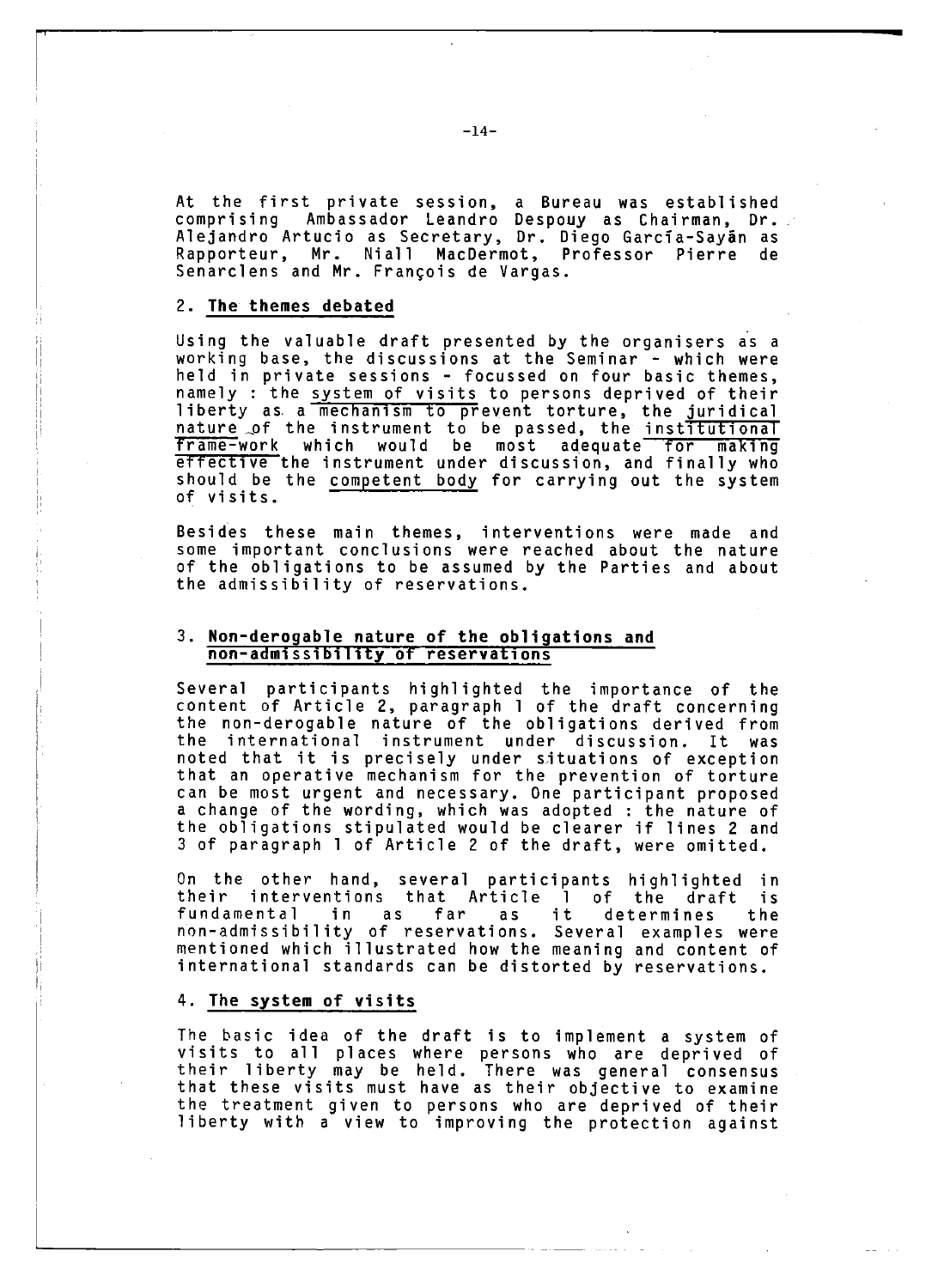At the first private session, a Bureau was established comprising Ambassador Leandro Despouy as Chairman, Dr. Alejandro Artucio as Secretary, Dr. Diego García-Sayán as Rapporteur, Mr. Niall MacDermot, Professor Pierre de Senarclens and Mr. François de Vargas.

## 2. The themes debated

Using the valuable draft presented by the organisers as a working base, the discussions at the Seminar - which were held in private sessions - focussed on four basic themes, namely : the system of visits to persons deprived of their liberty as a mechanism to prevent torture, the juridical nature of the instrument to be passed, the institutional frame-work which would be most adequate for making effective the instrument under discussion, and finally who should be the competent body for carrying out the system of visits.

Besides these main themes, interventions were made and some important conclusions were reached about the nature of the obligations to be assumed by the Parties and about the admissibility of reservations.

## 3. Non-derogable nature of the obligations and non-admissibility of reservations

Several participants highlighted the importance of the content of Article 2, paragraph 1 of the draft concerning the non-derogable nature of the obligations derived from the international instrument under discussion. It was noted that it is precisely under situations of exception that an operative mechanism for the prevention of torture can be most urgent and necessary. One participant proposed a change of the wording, which was adopted : the nature of the obligations stipulated would be clearer if lines 2 and 3 of paragraph 1 of Article 2 of the draft, were omitted.

On the other hand, several participants highlighted in their interventions that Article 1 of the draft is fundamental in as far as it determines the non-admissibility of reservations. Several examples were mentioned which illustrated how the meaning and content of international standards can be distorted by reservations.

## 4. The system of visits

The basic idea of the draft is to implement a system of visits to all places where persons who are deprived of their liberty may be held. There was general consensus that these visits must have as their objective to examine the treatment given to persons who are deprived of their liberty with a view to improving the protection against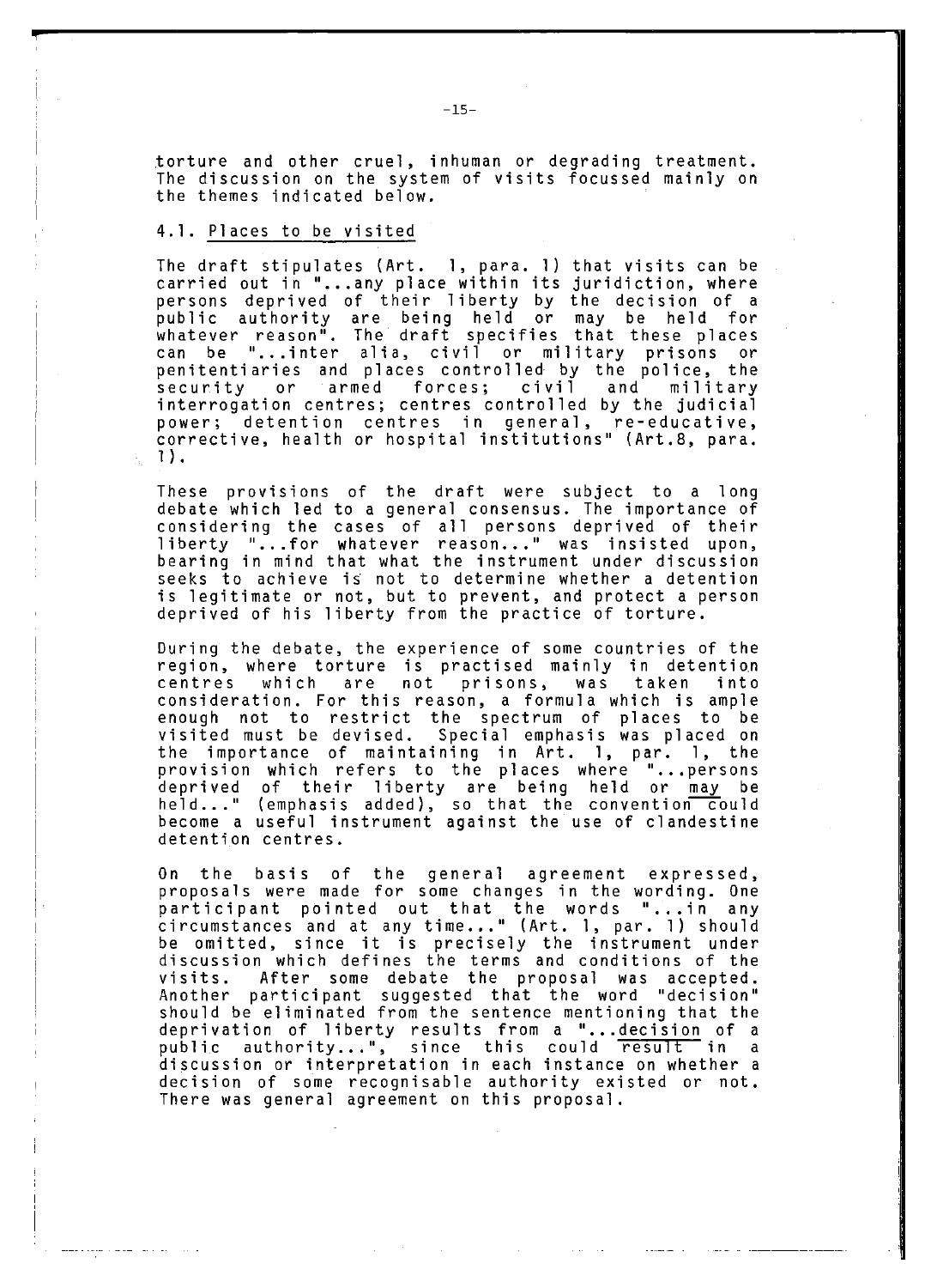torture and other cruel, inhuman or degrading treatment. The discussion on the system of visits focussed mainly on the themes indicated below.

### 4.1. Places to be visited

The draft stipulates (Art. 1, para. 1) that visits can be carried out in "...any place within its juridiction, where persons deprived of their liberty by the decision of a public authority are being held or may be held for whatever reason". The draft specifies that these places can be "...inter alia, civil or military prisons or penitentiaries and places controlled by the police, the security or armed forces; civil and military interrogation centres; centres controlled by the judicial power; detention centres in general, re-educative, corrective, health or hospital institutions" (Art.8, para. 1).

These provisions of the draft were subject to a long debate which led to a general consensus. The importance of considering the cases of all persons deprived of their liberty "...for whatever reason..." was insisted upon, bearing in mind that what the instrument under discussion seeks to achieve is not to determine whether a detention is legitimate or not, but to prevent, and protect a person deprived of his liberty from the practice of torture.

During the debate, the experience of some countries of the region, where torture is practised mainly in detention centres which are not prisons, was taken into consideration. For this reason, a formula which is ample enough not to restrict the spectrum of places to be visited must be devised. Special emphasis was placed on the importance of maintaining in Art. 1, par. 1, the provision which refers to the places where "...persons deprived of their liberty are being held or <u>may</u> be held..." (emphasis added), so that the convention could become a useful instrument against the use of clandestine detention centres.

On the basis of the general agreement expressed, proposals were made for some changes in the wording. One participant pointed out that the words "...in any circumstances and at any time..." (Art. 1, par. 1) should be omitted, since it is precisely the instrument under discussion which defines the terms and conditions of the visits. After some debate the proposal was accepted. Another participant suggested that the word "decision" should be eliminated from the sentence mentioning that the deprivation of liberty results from a "...<u>decision</u> of a public authority...", since this could result in a discussion or interpretation in each instance on whether a decision of some recognisable authority existed or not. There was general agreement on this proposal.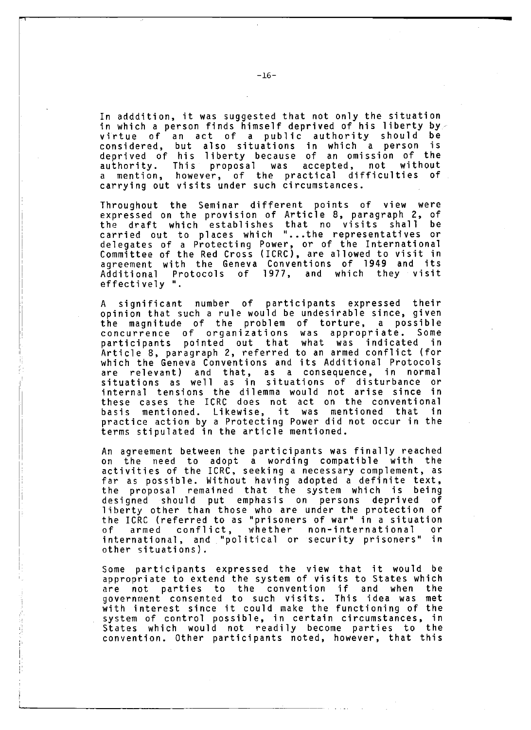In adddition, it was suggested that not only the situation in which a person finds himself deprived of his liberty by virtue of an act of a public authority should be considered, but also situations in which a person is deprived of his liberty because of an omission of the authority. This proposal was accepted, not without a mention, however, of the practical difficulties of carrying out visits under such circumstances.

Throughout the Seminar different points of view were expressed on the provision of Article 8, paragraph 2, of the draft which establishes that no visits shall be carried out to places which "...the representatives or delegates of a Protecting Power, or of the International Committee of the Red Cross (ICRC), are allowed to visit in agreement with the Geneva Conventions of 1949 and its Additional Protocols of 1977, and which they visit effectively ".

A significant number of participants expressed their opinion that such a rule would be undesirable since, given the magnitude of the problem of torture, a possible concurrence of organizations was appropriate. Some participants pointed out that what was indicated in Article 8, paragraph 2, referred to an armed conflict (for which the Geneva Conventions and its Additional Protocols are relevant) and that, as a consequence, in normal situations as well as in situations of disturbance or internal tensions the dilemma would not arise since in these cases the ICRC does not act on the conventional basis mentioned. Likewise, it was mentioned that in practice action by a Protecting Power did not occur in the terms stipulated in the article mentioned.

An agreement between the participants was finally reached on the need to adopt a wording compatible with the activities of the ICRC, seeking a necessary complement, as far as possible. Without having adopted a definite text, the proposal remained that the system which is being designed should put emphasis on persons deprived of liberty other than those who are under the protection of the ICRC (referred to as "prisoners of war" in a situation of armed conflict, whether non-international or international, and "political or security prisoners" in other situations).

Some participants expressed the view that it would be appropriate to extend the system of visits to States which are not parties to the convention if and when the government consented to such visits. This idea was met with interest since it could make the functioning of the system of control possible, in certain circumstances, in States which would not readily become parties to the convention. Other participants noted, however, that this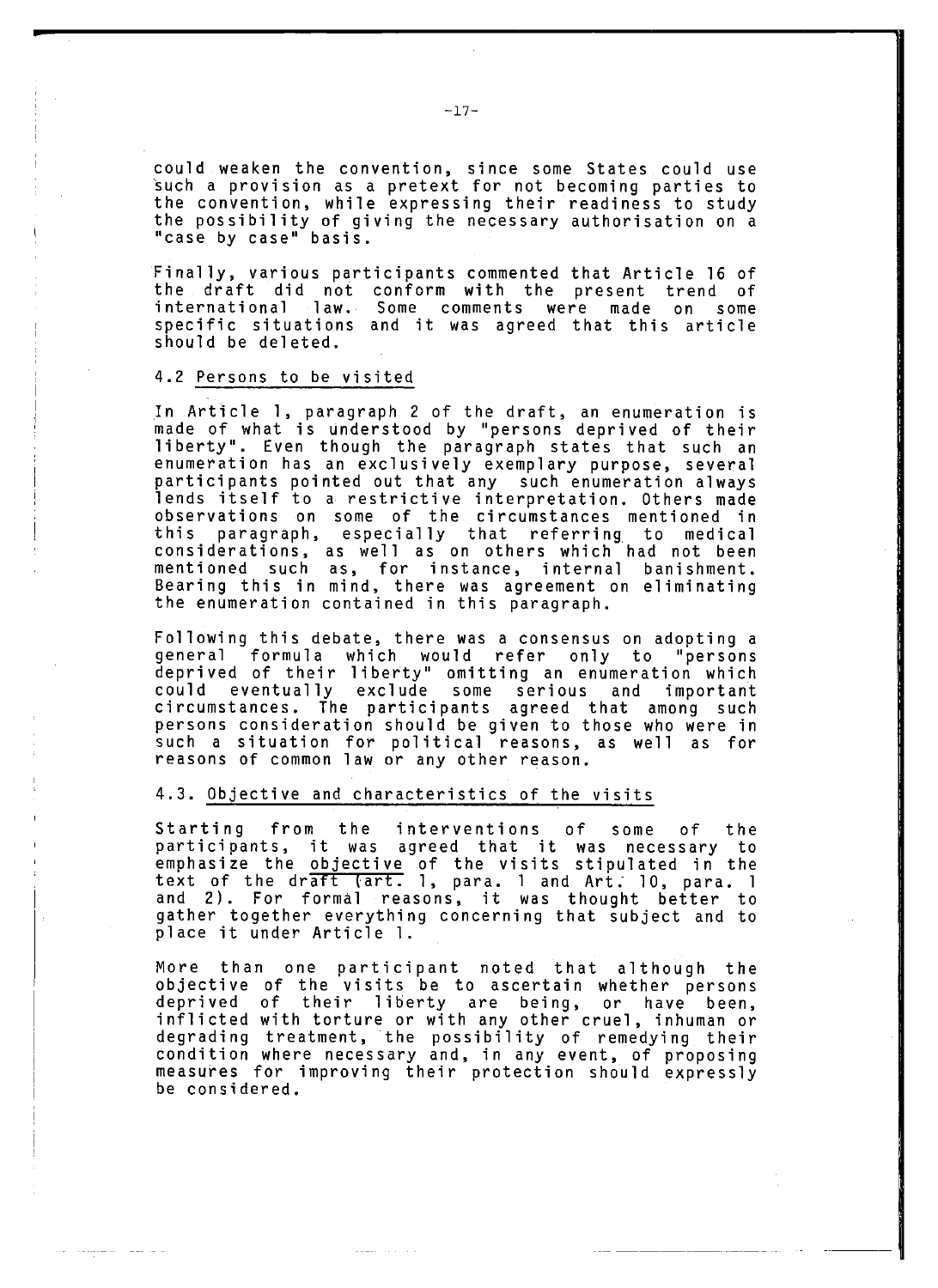could weaken the convention, since some States could use such a provision as a pretext for not becoming parties to the convention, while expressing their readiness to study the possibility of giving the necessary authorisation on a "case by case" basis.

Finally, various participants commented that Article 16 of the draft did not conform with the present trend of international law. Some comments were made on some specific situations and it was agreed that this article should be deleted.

### 4.2 Persons to be visited

In Article 1, paragraph 2 of the draft, an enumeration is made of what is understood by "persons deprived of their liberty". Even though the paragraph states that such an enumeration has an exclusively exemplary purpose, several participants pointed out that any such enumeration always lends itself to a restrictive interpretation. Others made observations on some of the circumstances mentioned in this paragraph, especially that referring to medical considerations, as well as on others which had not been mentioned such as, for instance, internal banishment. Bearing this in mind, there was agreement on eliminating the enumeration contained in this paragraph.

Following this debate, there was a consensus on adopting a general formula which would refer only to "persons deprived of their liberty" omitting an enumeration which could eventually exclude some serious and important circumstances. The participants agreed that among such persons consideration should be given to those who were in such a situation for political reasons, as well as for reasons of common law or any other reason.

### 4.3. Objective and characteristics of the visits

Starting from the interventions of some of the participants, it was agreed that it was necessary to emphasize the objective of the visits stipulated in the text of the draft (art. 1, para. 1 and Art. 10, para. 1 and 2). For formal reasons, it was thought better to gather together everything concerning that subject and to place it under Article 1.

More than one participant noted that although the objective of the visits be to ascertain whether persons deprived of their liberty are being, or have been, inflicted with torture or with any other cruel, inhuman or degrading treatment, the possibility of remedying their condition where necessary and, in any event, of proposing measures for improving their protection should expressly be considered.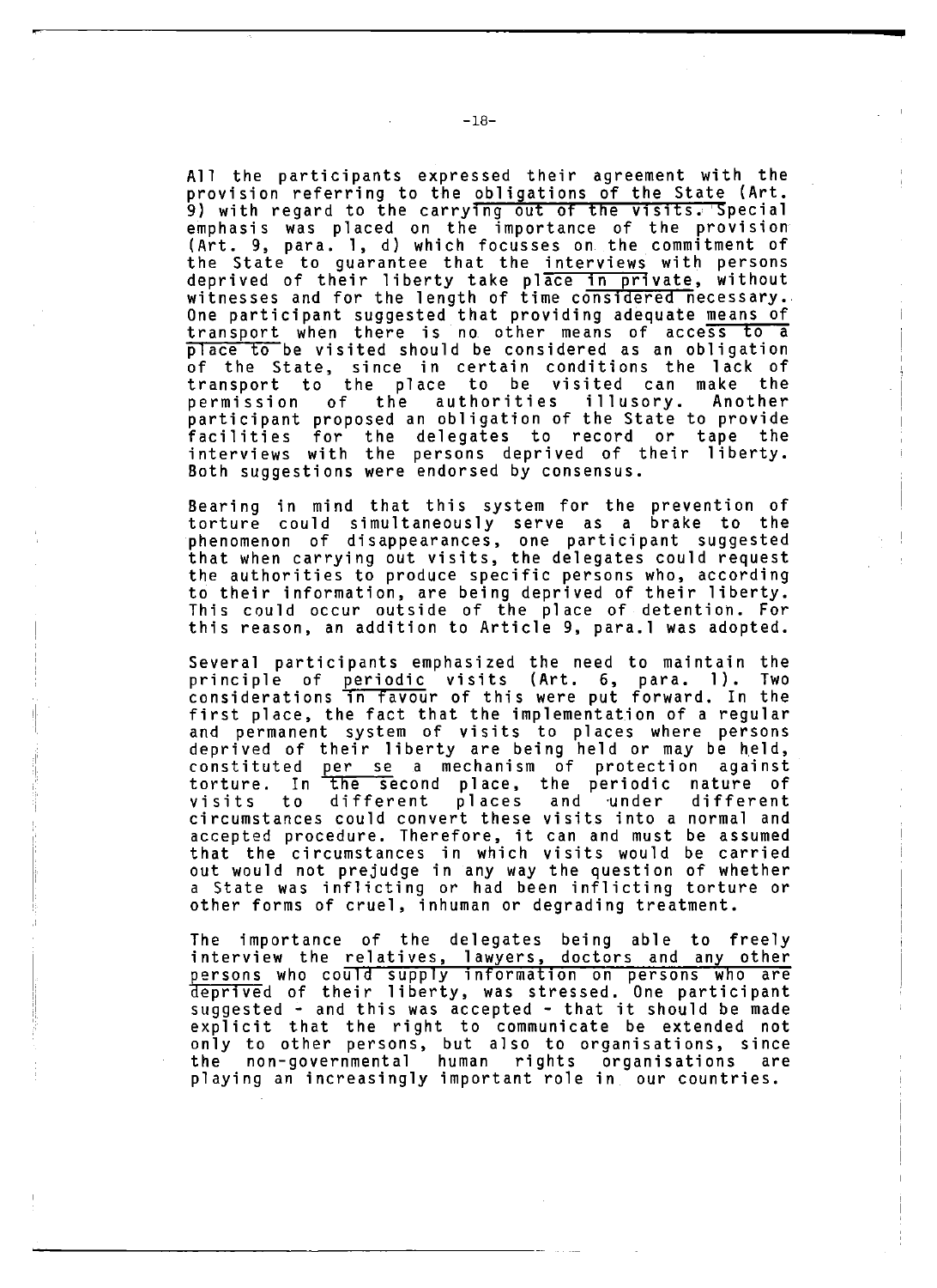All the participants expressed their agreement with the provision referring to the obligations of the State (Art. 9) with regard to the carrying out of the visits. Special emphasis was placed on the importance of the provision (Art. 9, para. 1, d) which focusses on the commitment of the State to guarantee that the interviews with persons deprived of their liberty take place in private, without witnesses and for the length of time considered necessary. One participant suggested that providing adequate means of transport when there is no other means of access to a place to be visited should be considered as an obligation of the State, since in certain conditions the lack of transport to the place to be visited can make the permission of the authorities illusory. Another participant proposed an obligation of the State to provide facilities for the delegates to record or tape the interviews with the persons deprived of their liberty. Both suggestions were endorsed by consensus.

Bearing in mind that this system for the prevention of torture could simultaneously serve as a brake to the phenomenon of disappearances, one participant suggested that when carrying out visits, the delegates could request the authorities to produce specific persons who, according to their information, are being deprived of their liberty. This could occur outside of the place of detention. For this reason, an addition to Article 9, para.1 was adopted.

Several participants emphasized the need to maintain the principle of periodic visits (Art. 6, para. 1). Two considerations in favour of this were put forward. In the first place, the fact that the implementation of a regular and permanent system of visits to places where persons deprived of their liberty are being held or may be held, constituted *per se* a mechanism of protection against torture. In the second place, the periodic nature of visits to different places and under different circumstances could convert these visits into a normal and accepted procedure. Therefore, it can and must be assumed that the circumstances in which visits would be carried out would not prejudge in any way the question of whether a State was inflicting or had been inflicting torture or other forms of cruel, inhuman or degrading treatment.

The importance of the delegates being able to freely interview the relatives, lawyers, doctors and any other persons who could supply information on persons who are deprived of their liberty, was stressed. One participant suggested - and this was accepted - that it should be made explicit that the right to communicate be extended not only to other persons, but also to organisations, since the non-governmental human rights organisations are playing an increasingly important role in our countries.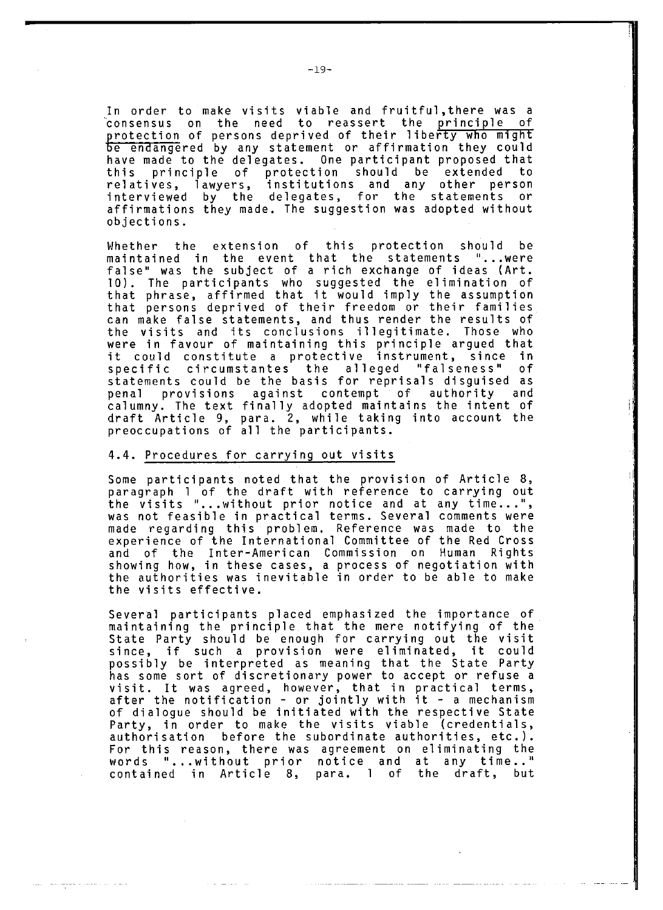In order to make visits viable and fruitful, there was a consensus on the need to reassert the principle of protection of persons deprived of their liberty who might be endangered by any statement or affirmation they could have made to the delegates. One participant proposed that this principle of protection should be extended to relatives, lawyers, institutions and any other person interviewed by the delegates, for the statements or affirmations they made. The suggestion was adopted without objections.

Whether the extension of this protection should be maintained in the event that the statements "...were false" was the subject of a rich exchange of ideas (Art. 10). The participants who suggested the elimination of that phrase, affirmed that it would imply the assumption that persons deprived of their freedom or their families can make false statements, and thus render the results of the visits and its conclusions illegitimate. Those who were in favour of maintaining this principle argued that it could constitute a protective instrument, since in specific circumstantes the alleged "falseness" of statements could be the basis for reprisals disguised as penal provisions against contempt of authority and calumny. The text finally adopted maintains the intent of draft Article 9, para. 2, while taking into account the preoccupations of all the participants.

### 4.4. Procedures for carrying out visits

Some participants noted that the provision of Article 8, paragraph 1 of the draft with reference to carrying out the visits "...without prior notice and at any time...", was not feasible in practical terms. Several comments were made regarding this problem. Reference was made to the experience of the International Committee of the Red Cross and of the Inter-American Commission on Human Rights showing how, in these cases, a process of negotiation with the authorities was inevitable in order to be able to make the visits effective.

Several participants placed emphasized the importance of maintaining the principle that the mere notifying of the State Party should be enough for carrying out the visit since, if such a provision were eliminated, it could possibly be interpreted as meaning that the State Party has some sort of discretionary power to accept or refuse a visit. It was agreed, however, that in practical terms, after the notification - or jointly with it - a mechanism of dialogue should be initiated with the respective State Party, in order to make the visits viable (credentials, authorisation before the subordinate authorities, etc.). For this reason, there was agreement on eliminating the words "...without prior notice and at any time.." contained in Article 8, para. 1 of the draft, but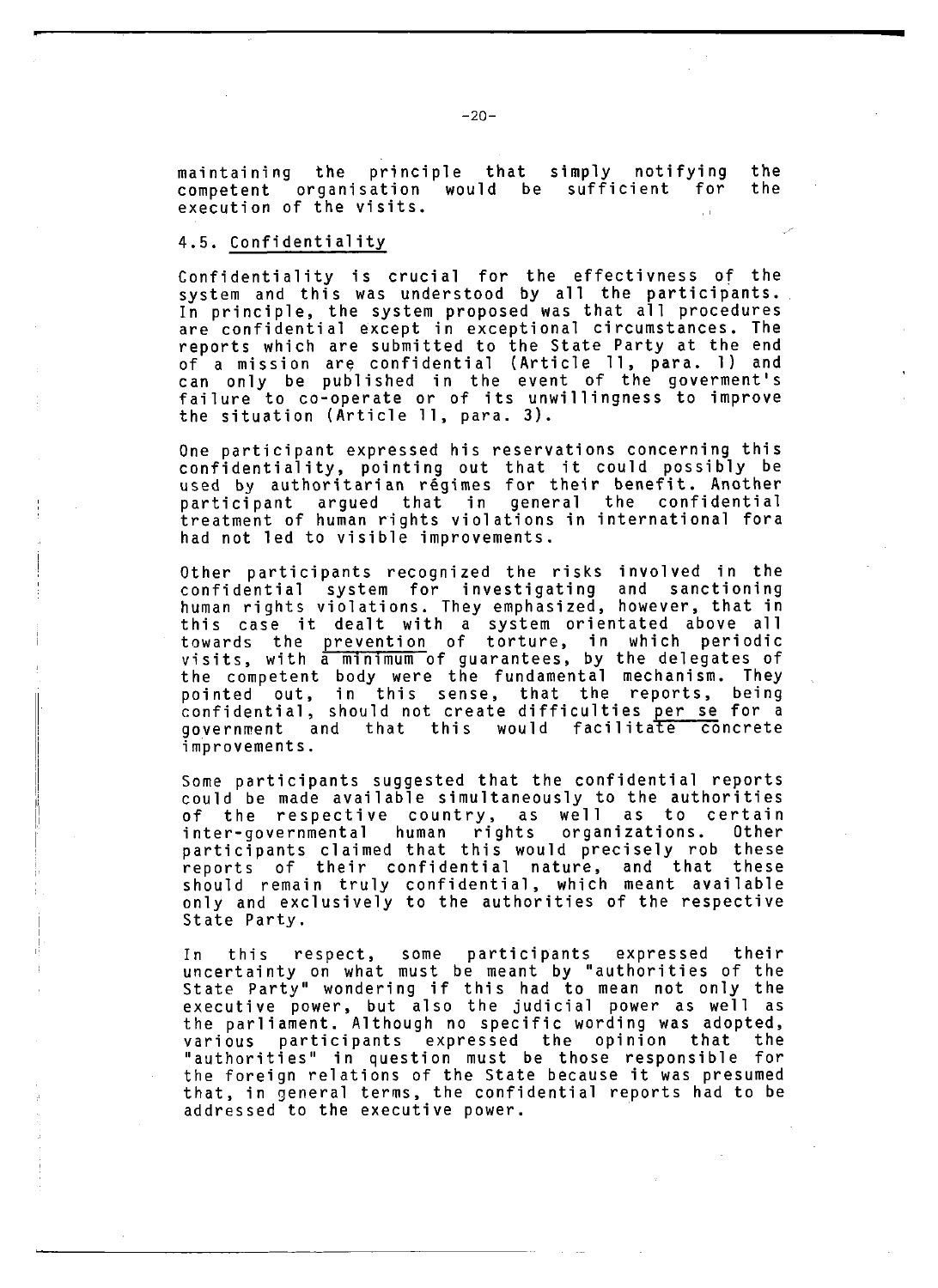maintaining the principle that simply notifying the competent organisation would be sufficient for the execution of the visits.

### 4.5. Confidentiality

Confidentiality is crucial for the effectivness of the system and this was understood by all the participants. In principle, the system proposed was that all procedures are confidential except in exceptional circumstances. The reports which are submitted to the State Party at the end of a mission are confidential (Article 11, para. 1) and can only be published in the event of the goverment's failure to co-operate or of its unwillingness to improve the situation (Article 11, para. 3).

One participant expressed his reservations concerning this confidentiality, pointing out that it could possibly be used by authoritarian régimes for their benefit. Another participant argued that in general the confidential treatment of human rights violations in international fora had not led to visible improvements.

Other participants recognized the risks involved in the confidential system for investigating and sanctioning human rights violations. They emphasized, however, that in this case it dealt with a system orientated above all towards the <u>prevention</u> of torture, in which periodic visits, with <u>a minimum</u> of guarantees, by the delegates of the competent body were the fundamental mechanism. They pointed out, in this sense, that the reports, being confidential, should not create difficulties <u>per se</u> for a government and that this would <u>facilitate</u> concrete improvements.

Some participants suggested that the confidential reports could be made available simultaneously to the authorities of the respective country, as well as to certain inter-governmental human rights organizations. Other participants claimed that this would precisely rob these reports of their confidential nature, and that these should remain truly confidential, which meant available only and exclusively to the authorities of the respective State Party.

In this respect, some participants expressed their uncertainty on what must be meant by "authorities of the State Party" wondering if this had to mean not only the executive power, but also the judicial power as well as the parliament. Although no specific wording was adopted, various participants expressed the opinion that the "authorities" in question must be those responsible for the foreign relations of the State because it was presumed that, in general terms, the confidential reports had to be addressed to the executive power.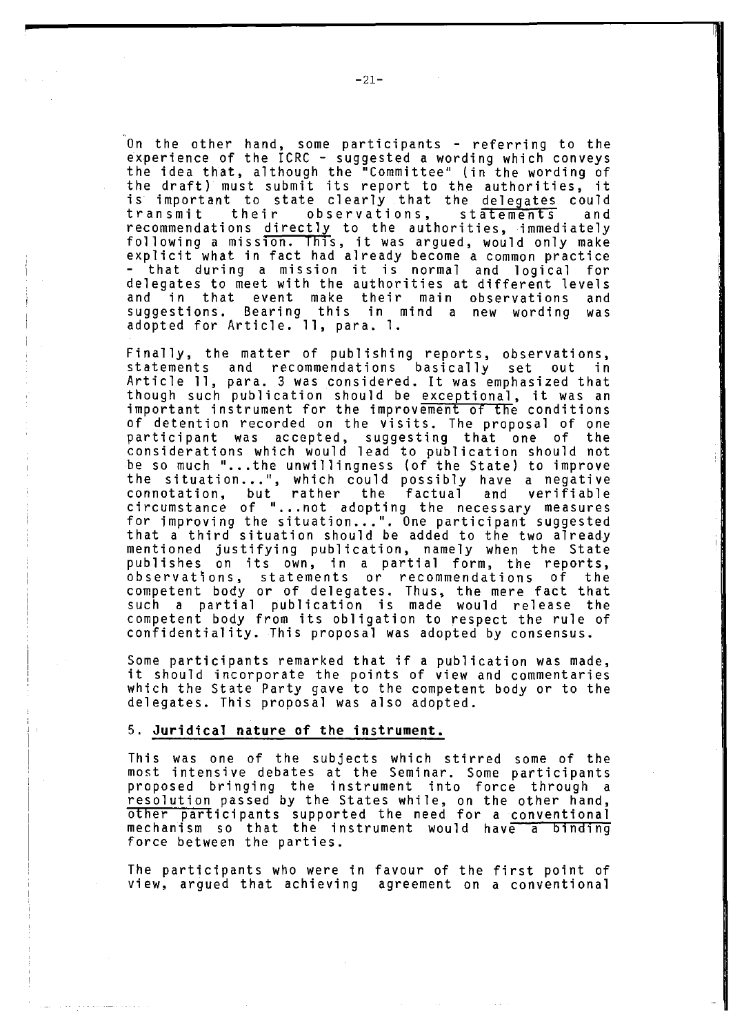On the other hand, some participants - referring to the experience of the ICRC - suggested a wording which conveys the idea that, although the "Committee" (in the wording of the draft) must submit its report to the authorities, it is important to state clearly that the delegates could transmit their observations, statements and recommendations directly to the authorities, immediately following a mission. This, it was argued, would only make explicit what in fact had already become a common practice - that during a mission it is normal and logical for delegates to meet with the authorities at different levels and in that event make their main observations and suggestions. Bearing this in mind a new wording was adopted for Article. 11, para. 1.

Finally, the matter of publishing reports, observations, statements and recommendations basically set out in Article 11, para. 3 was considered. It was emphasized that though such publication should be exceptional, it was an important instrument for the improvement of the conditions of detention recorded on the visits. The proposal of one participant was accepted, suggesting that one of the considerations which would lead to publication should not be so much "...the unwillingness (of the State) to improve the situation...", which could possibly have a negative connotation, but rather the factual and verifiable circumstance of "...not adopting the necessary measures for improving the situation...". One participant suggested that a third situation should be added to the two already mentioned justifying publication, namely when the State publishes on its own, in a partial form, the reports, observations, statements or recommendations of the competent body or of delegates. Thus, the mere fact that such a partial publication is made would release the competent body from its obligation to respect the rule of confidentiality. This proposal was adopted by consensus.

Some participants remarked that if a publication was made, it should incorporate the points of view and commentaries which the State Party gave to the competent body or to the delegates. This proposal was also adopted.

## 5. Juridical nature of the instrument.

This was one of the subjects which stirred some of the most intensive debates at the Seminar. Some participants proposed bringing the instrument into force through a resolution passed by the States while, on the other hand, other participants supported the need for a conventional mechanism so that the instrument would have a binding force between the parties.

The participants who were in favour of the first point of view, argued that achieving agreement on a conventional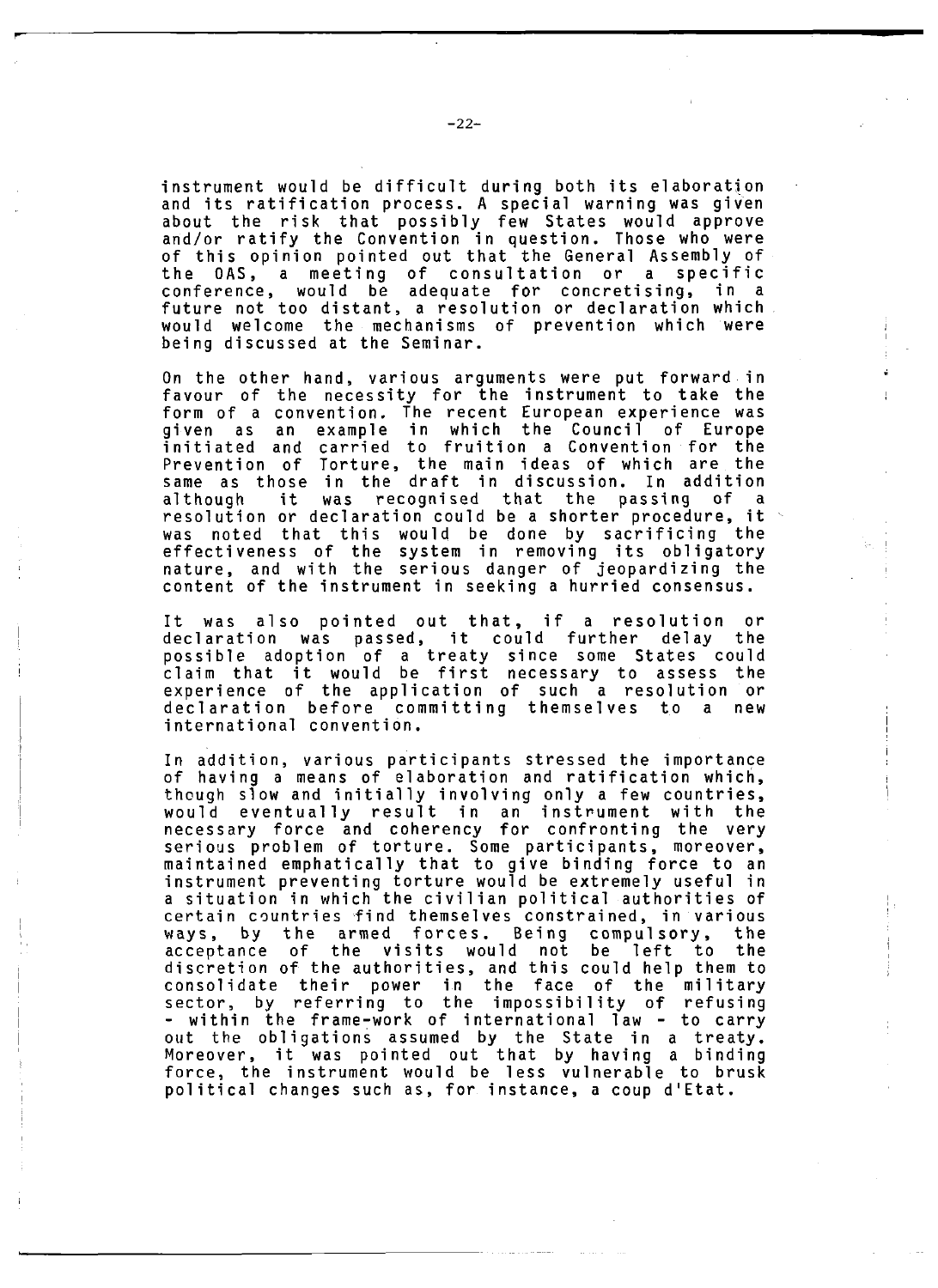instrument would be difficult during both its elaboration and its ratification process. A special warning was given about the risk that possibly few States would approve and/or ratify the Convention in question. Those who were of this opinion pointed out that the General Assembly of the OAS, a meeting of consultation or a specific conference, would be adequate for concretising, in a future not too distant, a resolution or declaration which would welcome the mechanisms of prevention which were being discussed at the Seminar.

On the other hand, various arguments were put forward in favour of the necessity for the instrument to take the form of a convention. The recent European experience was given as an example in which the Council of Europe initiated and carried to fruition a Convention for the Prevention of Torture, the main ideas of which are the same as those in the draft in discussion. In addition although it was recognised that the passing of a resolution or declaration could be a shorter procedure, it was noted that this would be done by sacrificing the effectiveness of the system in removing its obligatory nature, and with the serious danger of jeopardizing the content of the instrument in seeking a hurried consensus.

It was also pointed out that, if a resolution or declaration was passed, it could further delay the possible adoption of a treaty since some States could claim that it would be first necessary to assess the experience of the application of such a resolution or declaration before committing themselves to a new international convention.

In addition, various participants stressed the importance of having a means of elaboration and ratification which, though slow and initially involving only a few countries, would eventually result in an instrument with the necessary force and coherency for confronting the very serious problem of torture. Some participants, moreover, maintained emphatically that to give binding force to an instrument preventing torture would be extremely useful in a situation in which the civilian political authorities of certain countries find themselves constrained, in various ways, by the armed forces. Being compulsory, the acceptance of the visits would not be left to the discretion of the authorities, and this could help them to consolidate their power in the face of the military sector, by referring to the impossibility of refusing - within the frame-work of international law - to carry out the obligations assumed by the State in a treaty. Moreover, it was pointed out that by having a binding force, the instrument would be less vulnerable to brusk political changes such as, for instance, a coup d'Etat.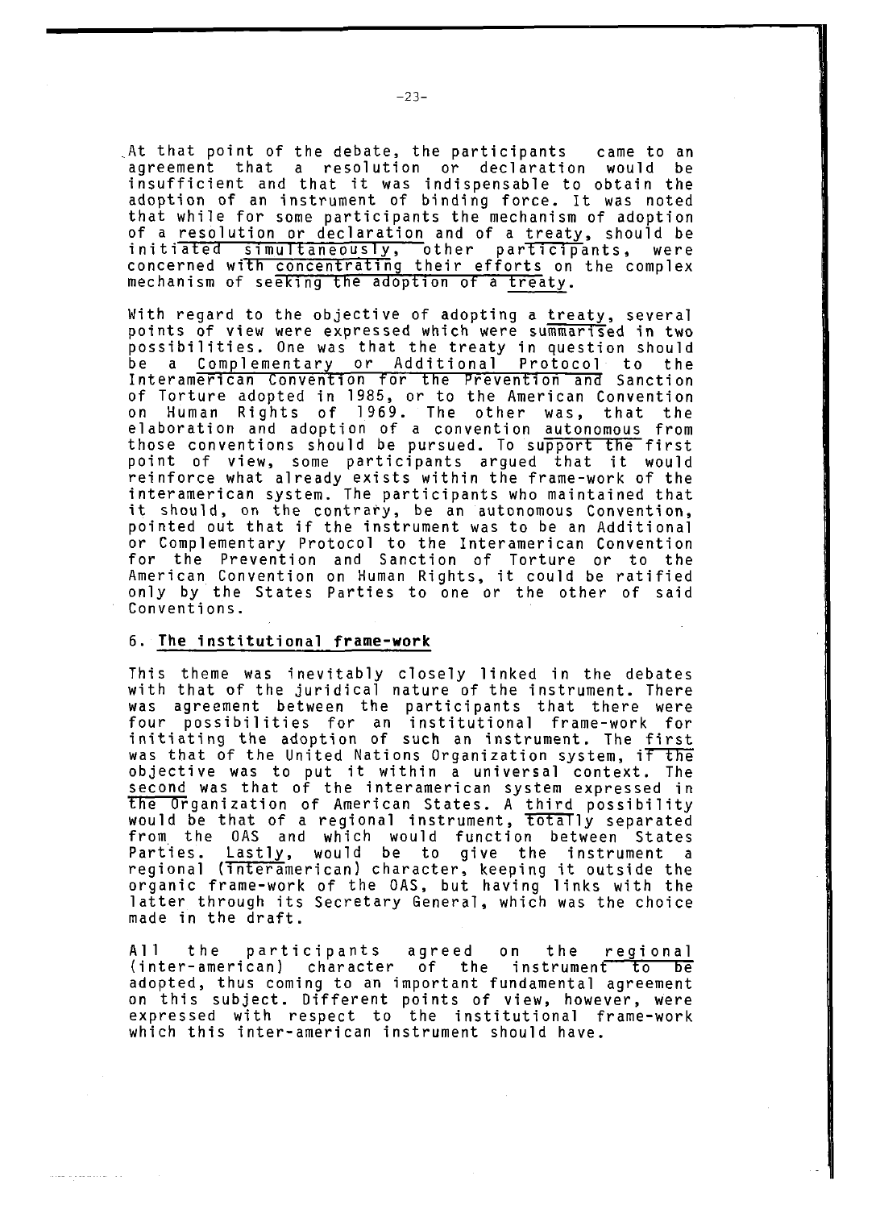At that point of the debate, the participants came to an agreement that a resolution or declaration would be insufficient and that it was indispensable to obtain the adoption of an instrument of binding force. It was noted that while for some participants the mechanism of adoption of a resolution or declaration and of a treaty, should be initiated simultaneously, other participants, were concerned with concentrating their efforts on the complex mechanism of seeking the adoption of a treaty.

With regard to the objective of adopting a treaty, several points of view were expressed which were summarised in two possibilities. One was that the treaty in question should be a Complementary or Additional Protocol to the Interamerican Convention for the Prevention and Sanction of Torture adopted in 1985, or to the American Convention on Human Rights of 1969. The other was, that the elaboration and adoption of a convention autonomous from those conventions should be pursued. To support the first point of view, some participants argued that it would reinforce what already exists within the frame-work of the interamerican system. The participants who maintained that it should, on the contrary, be an autonomous Convention, pointed out that if the instrument was to be an Additional or Complementary Protocol to the Interamerican Convention for the Prevention and Sanction of Torture or to the American Convention on Human Rights, it could be ratified only by the States Parties to one or the other of said Conventions.

## 6. The institutional frame-work

This theme was inevitably closely linked in the debates with that of the juridical nature of the instrument. There was agreement between the participants that there were four possibilities for an institutional frame-work for initiating the adoption of such an instrument. The first was that of the United Nations Organization system, if the objective was to put it within a universal context. The second was that of the interamerican system expressed in the Organization of American States. A third possibility would be that of a regional instrument, totally separated from the OAS and which would function between States Parties. Lastly, would be to give the instrument a regional (interamerican) character, keeping it outside the organic frame-work of the OAS, but having links with the latter through its Secretary General, which was the choice made in the draft.

All the participants agreed on the regional (inter-american) character of the instrument to be adopted, thus coming to an important fundamental agreement on this subject. Different points of view, however, were expressed with respect to the institutional frame-work which this inter-american instrument should have.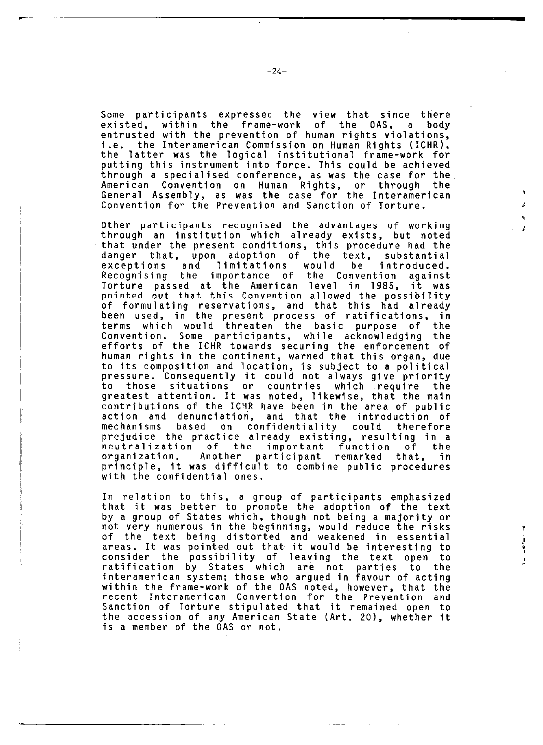Some participants expressed the view that since there existed, within the frame-work of the OAS, a body entrusted with the prevention of human rights violations, i.e. the Interamerican Commission on Human Rights (ICHR), the latter was the logical institutional frame-work for putting this instrument into force. This could be achieved through a specialised conference, as was the case for the American Convention on Human Rights, or through the General Assembly, as was the case for the Interamerican Convention for the Prevention and Sanction of Torture.

Other participants recognised the advantages of working through an institution which already exists, but noted that under the present conditions, this procedure had the danger that, upon adoption of the text, substantial exceptions and limitations would be introduced. Recognising the importance of the Convention against Torture passed at the American level in 1985, it was pointed out that this Convention allowed the possibility of formulating reservations, and that this had already been used, in the present process of ratifications, in terms which would threaten the basic purpose of the Convention. Some participants, while acknowledging the efforts of the ICHR towards securing the enforcement of human rights in the continent, warned that this organ, due to its composition and location, is subject to a political pressure. Consequently it could not always give priority to those situations or countries which require the greatest attention. It was noted, likewise, that the main contributions of the ICHR have been in the area of public action and denunciation, and that the introduction of mechanisms based on confidentiality could therefore prejudice the practice already existing, resulting in a neutralization of the important function of the organization. Another participant remarked that, in principle, it was difficult to combine public procedures with the confidential ones.

In relation to this, a group of participants emphasized that it was better to promote the adoption of the text by a group of States which, though not being a majority or not very numerous in the beginning, would reduce the risks of the text being distorted and weakened in essential areas. It was pointed out that it would be interesting to consider the possibility of leaving the text open to ratification by States which are not parties to the interamerican system; those who argued in favour of acting within the frame-work of the OAS noted, however, that the recent Interamerican Convention for the Prevention and Sanction of Torture stipulated that it remained open to the accession of any American State (Art. 20), whether it is a member of the OAS or not.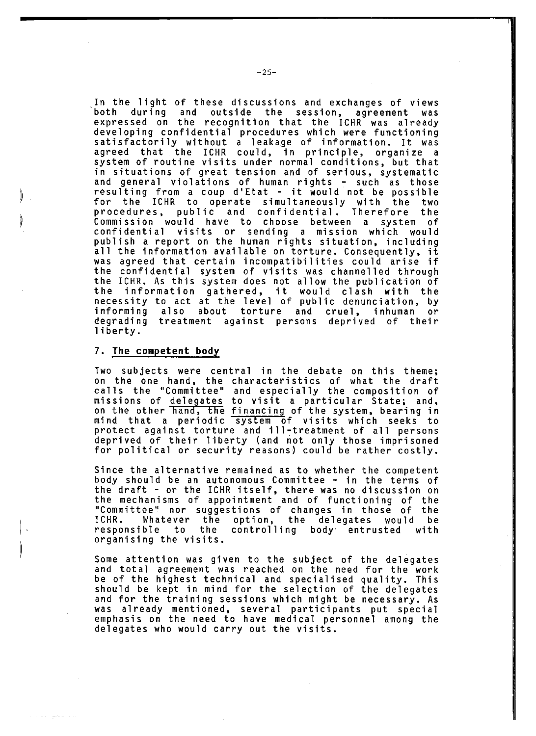In the light of these discussions and exchanges of views both during and outside the session, agreement was expressed on the recognition that the ICHR was already developing confidential procedures which were functioning satisfactorily without a leakage of information. It was agreed that the ICHR could, in principle, organize a system of routine visits under normal conditions, but that in situations of great tension and of serious, systematic and general violations of human rights - such as those resulting from a coup d'Etat - it would not be possible for the ICHR to operate simultaneously with the two procedures, public and confidential. Therefore the Commission would have to choose between a system of confidential visits or sending a mission which would publish a report on the human rights situation, including all the information available on torture. Consequently, it was agreed that certain incompatibilities could arise if the confidential system of visits was channelled through the ICHR. As this system does not allow the publication of the information gathered, it would clash with the necessity to act at the level of public denunciation, by informing also about torture and cruel, inhuman or degrading treatment against persons deprived of their liberty.

## 7. The competent body

Two subjects were central in the debate on this theme; on the one hand, the characteristics of what the draft calls the "Committee" and especially the composition of missions of delegates to visit a particular State; and, on the other hand, the financing of the system, bearing in mind that a periodic system of visits which seeks to protect against torture and ill-treatment of all persons deprived of their liberty (and not only those imprisoned for political or security reasons) could be rather costly.

Since the alternative remained as to whether the competent body should be an autonomous Committee - in the terms of the draft - or the ICHR itself, there was no discussion on the mechanisms of appointment and of functioning of the "Committee" nor suggestions of changes in those of the ICHR. Whatever the option, the delegates would be responsible to the controlling body entrusted with organising the visits.

Some attention was given to the subject of the delegates and total agreement was reached on the need for the work be of the highest technical and specialised quality. This should be kept in mind for the selection of the delegates and for the training sessions which might be necessary. As was already mentioned, several participants put special emphasis on the need to have medical personnel among the delegates who would carry out the visits.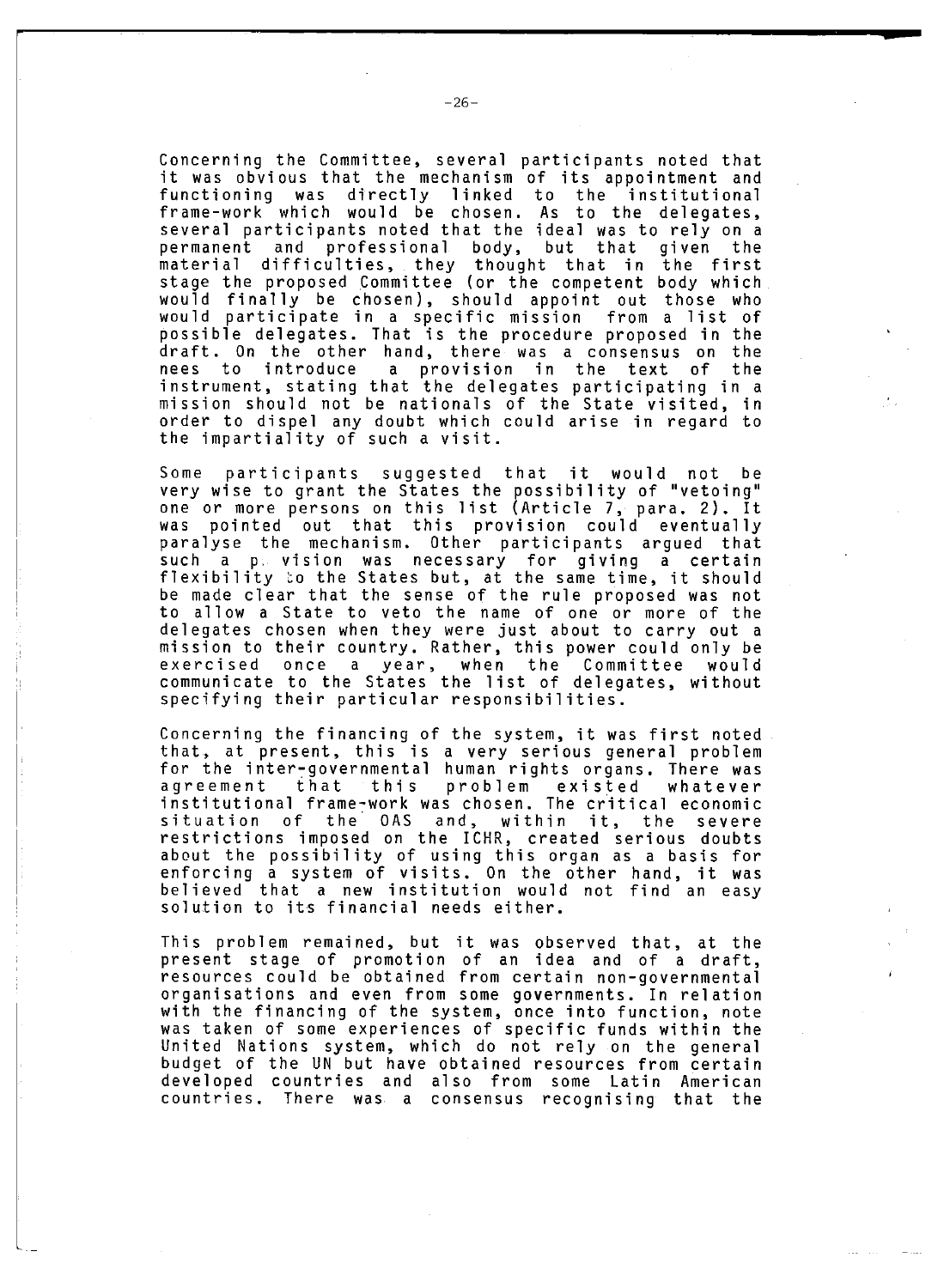Concerning the Committee, several participants noted that it was obvious that the mechanism of its appointment and functioning was directly linked to the institutional frame-work which would be chosen. As to the delegates, several participants noted that the ideal was to rely on a permanent and professional body, but that given the material difficulties, they thought that in the first stage the proposed Committee (or the competent body which would finally be chosen), should appoint out those who would participate in a specific mission from a list of possible delegates. That is the procedure proposed in the draft. On the other hand, there was a consensus on the nees to introduce a provision in the text of the instrument, stating that the delegates participating in a mission should not be nationals of the State visited, in order to dispel any doubt which could arise in regard to the impartiality of such a visit.

Some participants suggested that it would not be very wise to grant the States the possibility of "vetoing" one or more persons on this list (Article 7, para. 2). It was pointed out that this provision could eventually paralyse the mechanism. Other participants argued that such a p. vision was necessary for giving a certain flexibility to the States but, at the same time, it should be made clear that the sense of the rule proposed was not to allow a State to veto the name of one or more of the delegates chosen when they were just about to carry out a mission to their country. Rather, this power could only be exercised once a year, when the Committee would communicate to the States the list of delegates, without specifying their particular responsibilities.

Concerning the financing of the system, it was first noted that, at present, this is a very serious general problem for the inter-governmental human rights organs. There was agreement that this problem existed whatever institutional frame-work was chosen. The critical economic situation of the OAS and, within it, the severe restrictions imposed on the ICHR, created serious doubts about the possibility of using this organ as a basis for enforcing a system of visits. On the other hand, it was believed that a new institution would not find an easy solution to its financial needs either.

This problem remained, but it was observed that, at the present stage of promotion of an idea and of a draft, resources could be obtained from certain non-governmental organisations and even from some governments. In relation with the financing of the system, once into function, note was taken of some experiences of specific funds within the United Nations system, which do not rely on the general budget of the UN but have obtained resources from certain developed countries and also from some Latin American countries. There was a consensus recognising that the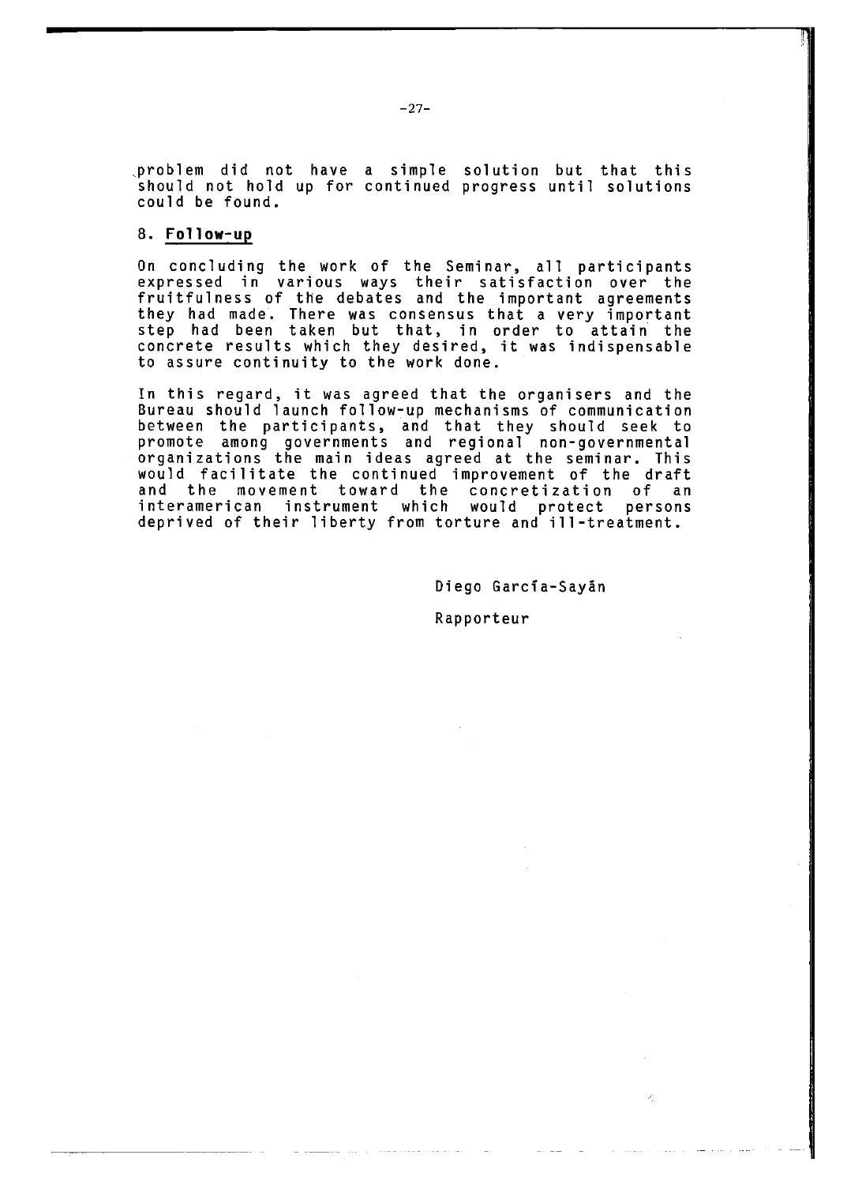problem did not have a simple solution but that this should not hold up for continued progress until solutions could be found.

## 8. **Follow-up**

On concluding the work of the Seminar, all participants expressed in various ways their satisfaction over the fruitfulness of the debates and the important agreements they had made. There was consensus that a very important step had been taken but that, in order to attain the concrete results which they desired, it was indispensable to assure continuity to the work done.

In this regard, it was agreed that the organisers and the Bureau should launch follow-up mechanisms of communication between the participants, and that they should seek to promote among governments and regional non-governmental organizations the main ideas agreed at the seminar. This would facilitate the continued improvement of the draft and the movement toward the concretization of an interamerican instrument which would protect persons deprived of their liberty from torture and ill-treatment.

Diego García-Sayán

Rapporteur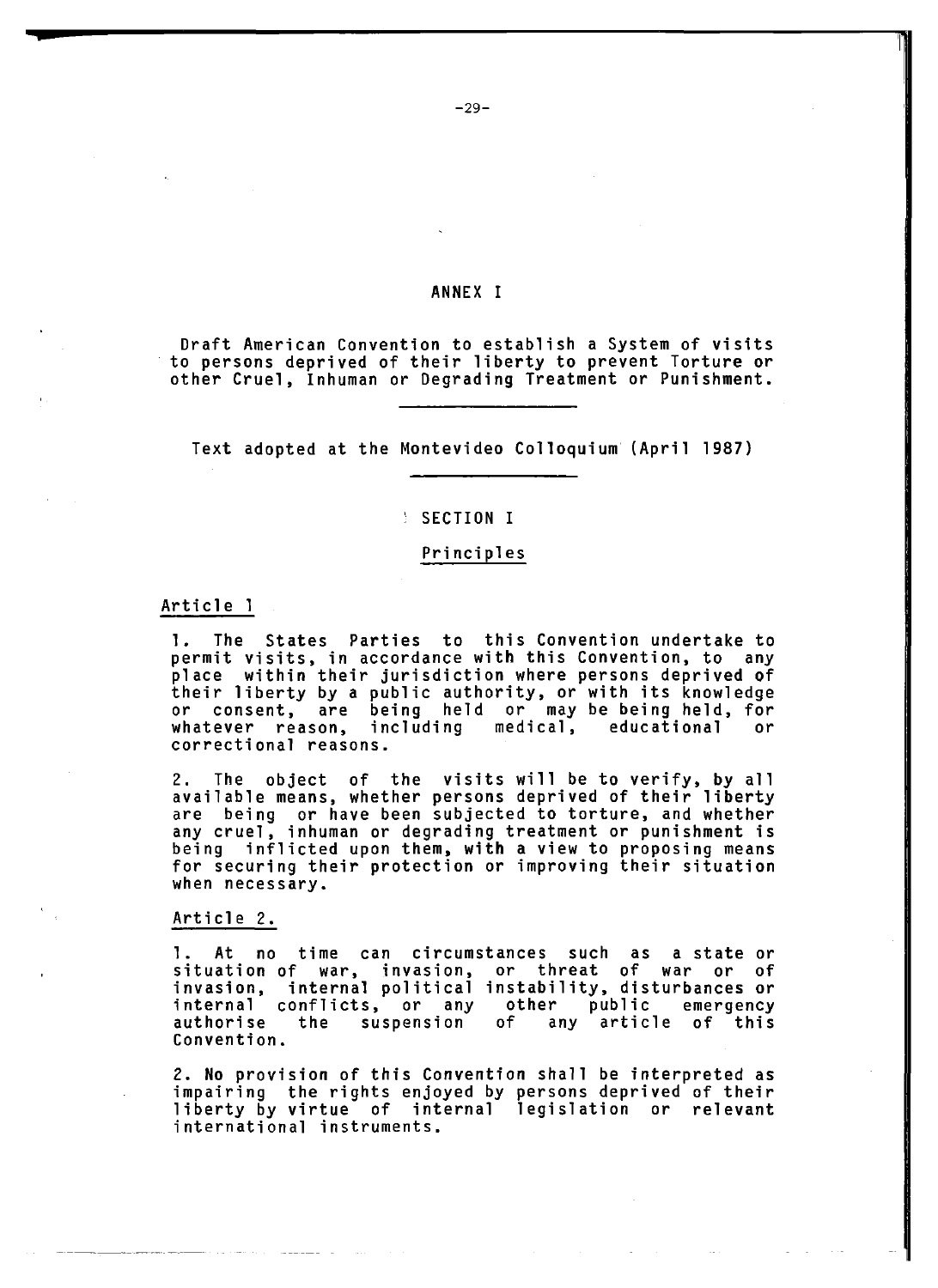# ANNEX I

Draft American Convention to establish a System of visits to persons deprived of their liberty to prevent Torture or other Cruel, Inhuman or Degrading Treatment or Punishment.

---

Text adopted at the Montevideo Colloquium (April 1987)

---

## SECTION I

### Principles

#### Article 1

1. The States Parties to this Convention undertake to permit visits, in accordance with this Convention, to any place within their jurisdiction where persons deprived of their liberty by a public authority, or with its knowledge or consent, are being held or may be being held, for whatever reason, including medical, educational or correctional reasons.

2. The object of the visits will be to verify, by all available means, whether persons deprived of their liberty are being or have been subjected to torture, and whether any cruel, inhuman or degrading treatment or punishment is being inflicted upon them, with a view to proposing means for securing their protection or improving their situation when necessary.

#### Article 2.

1. At no time can circumstances such as a state or situation of war, invasion, or threat of war or of invasion, internal political instability, disturbances or internal conflicts, or any other public emergency authorise the suspension of any article of this Convention.

2. No provision of this Convention shall be interpreted as impairing the rights enjoyed by persons deprived of their liberty by virtue of internal legislation or relevant international instruments.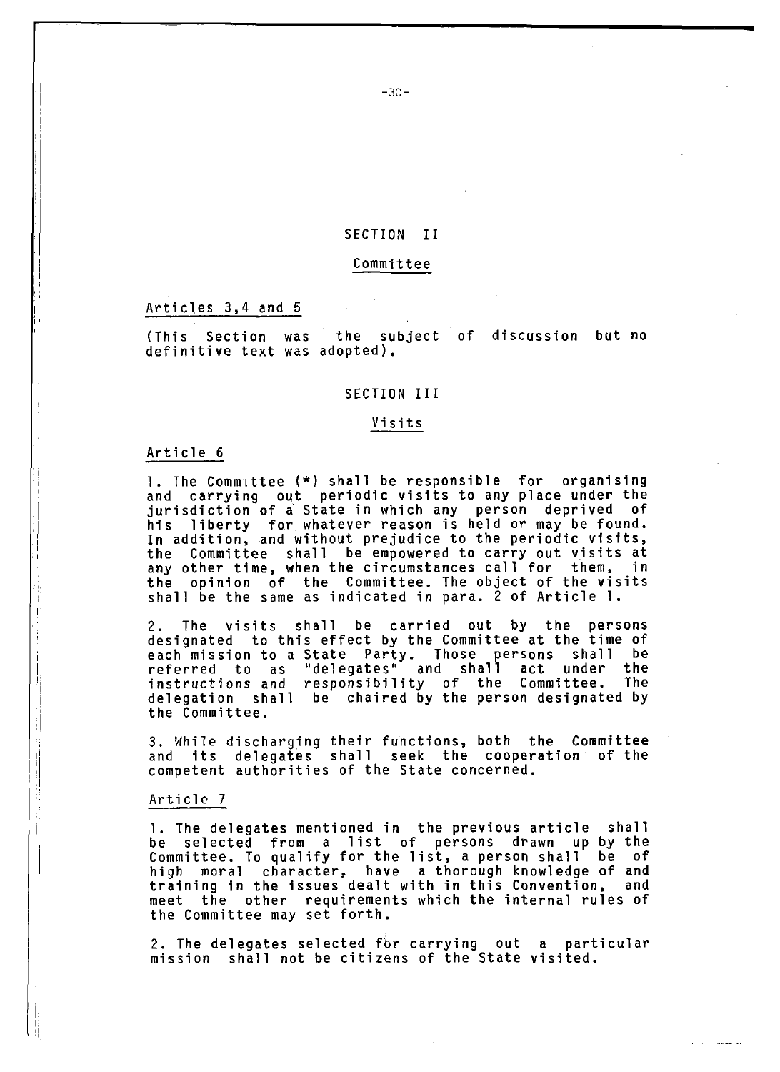## SECTION II

### Committee

#### Articles 3,4 and 5

(This Section was the subject of discussion but no definitive text was adopted).

## SECTION III

### Visits

#### Article 6

1. The Committee (*) shall be responsible for organising and carrying out periodic visits to any place under the jurisdiction of a State in which any person deprived of his liberty for whatever reason is held or may be found. In addition, and without prejudice to the periodic visits, the Committee shall be empowered to carry out visits at any other time, when the circumstances call for them, in the opinion of the Committee. The object of the visits shall be the same as indicated in para. 2 of Article 1.

2. The visits shall be carried out by the persons designated to this effect by the Committee at the time of each mission to a State Party. Those persons shall be referred to as "delegates" and shall act under the instructions and responsibility of the Committee. The delegation shall be chaired by the person designated by the Committee.

3. While discharging their functions, both the Committee and its delegates shall seek the cooperation of the competent authorities of the State concerned.

#### Article 7

1. The delegates mentioned in the previous article shall be selected from a list of persons drawn up by the Committee. To qualify for the list, a person shall be of high moral character, have a thorough knowledge of and training in the issues dealt with in this Convention, and meet the other requirements which the internal rules of the Committee may set forth.

2. The delegates selected for carrying out a particular mission shall not be citizens of the State visited.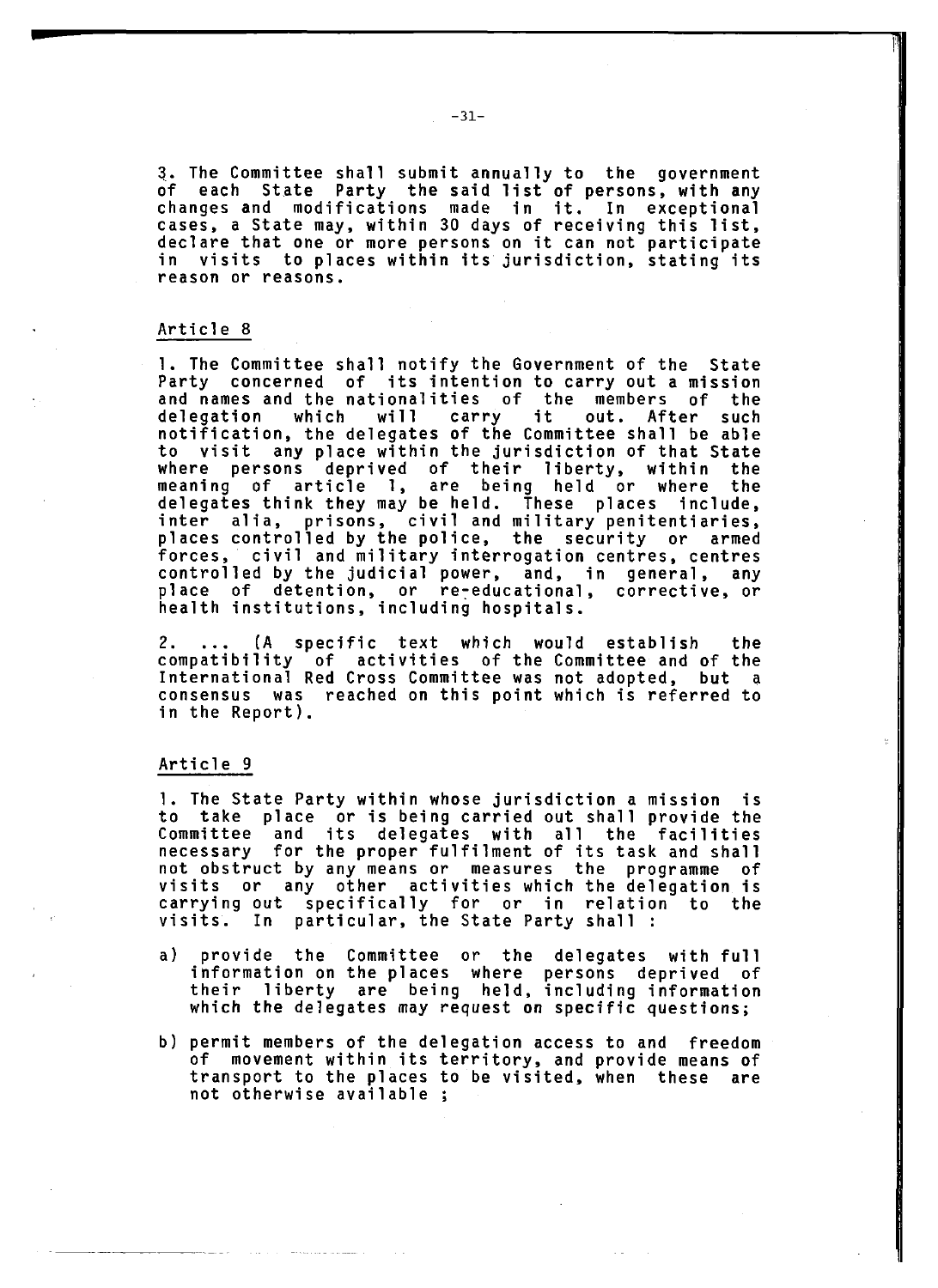3. The Committee shall submit annually to the government of each State Party the said list of persons, with any changes and modifications made in it. In exceptional cases, a State may, within 30 days of receiving this list, declare that one or more persons on it can not participate in visits to places within its jurisdiction, stating its reason or reasons.

## Article 8

1. The Committee shall notify the Government of the State Party concerned of its intention to carry out a mission and names and the nationalities of the members of the delegation which will carry it out. After such notification, the delegates of the Committee shall be able to visit any place within the jurisdiction of that State where persons deprived of their liberty, within the meaning of article 1, are being held or where the delegates think they may be held. These places include, inter alia, prisons, civil and military penitentiaries, places controlled by the police, the security or armed forces, civil and military interrogation centres, centres controlled by the judicial power, and, in general, any place of detention, or re-educational, corrective, or health institutions, including hospitals.

2. ... (A specific text which would establish the compatibility of activities of the Committee and of the International Red Cross Committee was not adopted, but a consensus was reached on this point which is referred to in the Report).

## Article 9

1. The State Party within whose jurisdiction a mission is to take place or is being carried out shall provide the Committee and its delegates with all the facilities necessary for the proper fulfilment of its task and shall not obstruct by any means or measures the programme of visits or any other activities which the delegation is carrying out specifically for or in relation to the visits. In particular, the State Party shall :

a) provide the Committee or the delegates with full information on the places where persons deprived of their liberty are being held, including information which the delegates may request on specific questions;

b) permit members of the delegation access to and freedom of movement within its territory, and provide means of transport to the places to be visited, when these are not otherwise available ;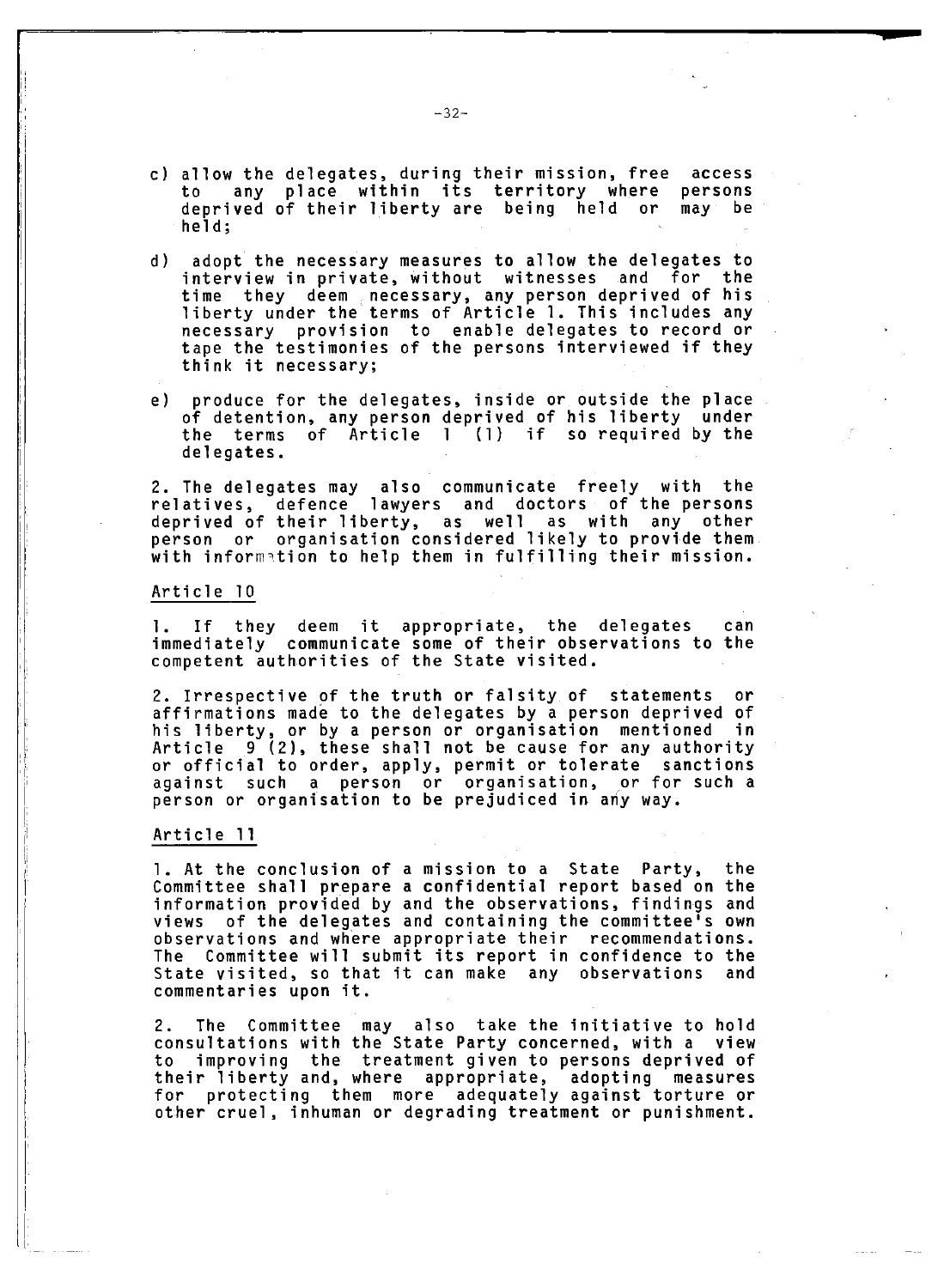c) allow the delegates, during their mission, free access to any place within its territory where persons deprived of their liberty are being held or may be held;

d) adopt the necessary measures to allow the delegates to interview in private, without witnesses and for the time they deem necessary, any person deprived of his liberty under the terms of Article 1. This includes any necessary provision to enable delegates to record or tape the testimonies of the persons interviewed if they think it necessary;

e) produce for the delegates, inside or outside the place of detention, any person deprived of his liberty under the terms of Article 1 (1) if so required by the delegates.

2. The delegates may also communicate freely with the relatives, defence lawyers and doctors of the persons deprived of their liberty, as well as with any other person or organisation considered likely to provide them with information to help them in fulfilling their mission.

Article 10

1. If they deem it appropriate, the delegates can immediately communicate some of their observations to the competent authorities of the State visited.

2. Irrespective of the truth or falsity of statements or affirmations made to the delegates by a person deprived of his liberty, or by a person or organisation mentioned in Article 9 (2), these shall not be cause for any authority or official to order, apply, permit or tolerate sanctions against such a person or organisation, or for such a person or organisation to be prejudiced in any way.

Article 11

1. At the conclusion of a mission to a State Party, the Committee shall prepare a confidential report based on the information provided by and the observations, findings and views of the delegates and containing the committee's own observations and where appropriate their recommendations. The Committee will submit its report in confidence to the State visited, so that it can make any observations and commentaries upon it.

2. The Committee may also take the initiative to hold consultations with the State Party concerned, with a view to improving the treatment given to persons deprived of their liberty and, where appropriate, adopting measures for protecting them more adequately against torture or other cruel, inhuman or degrading treatment or punishment.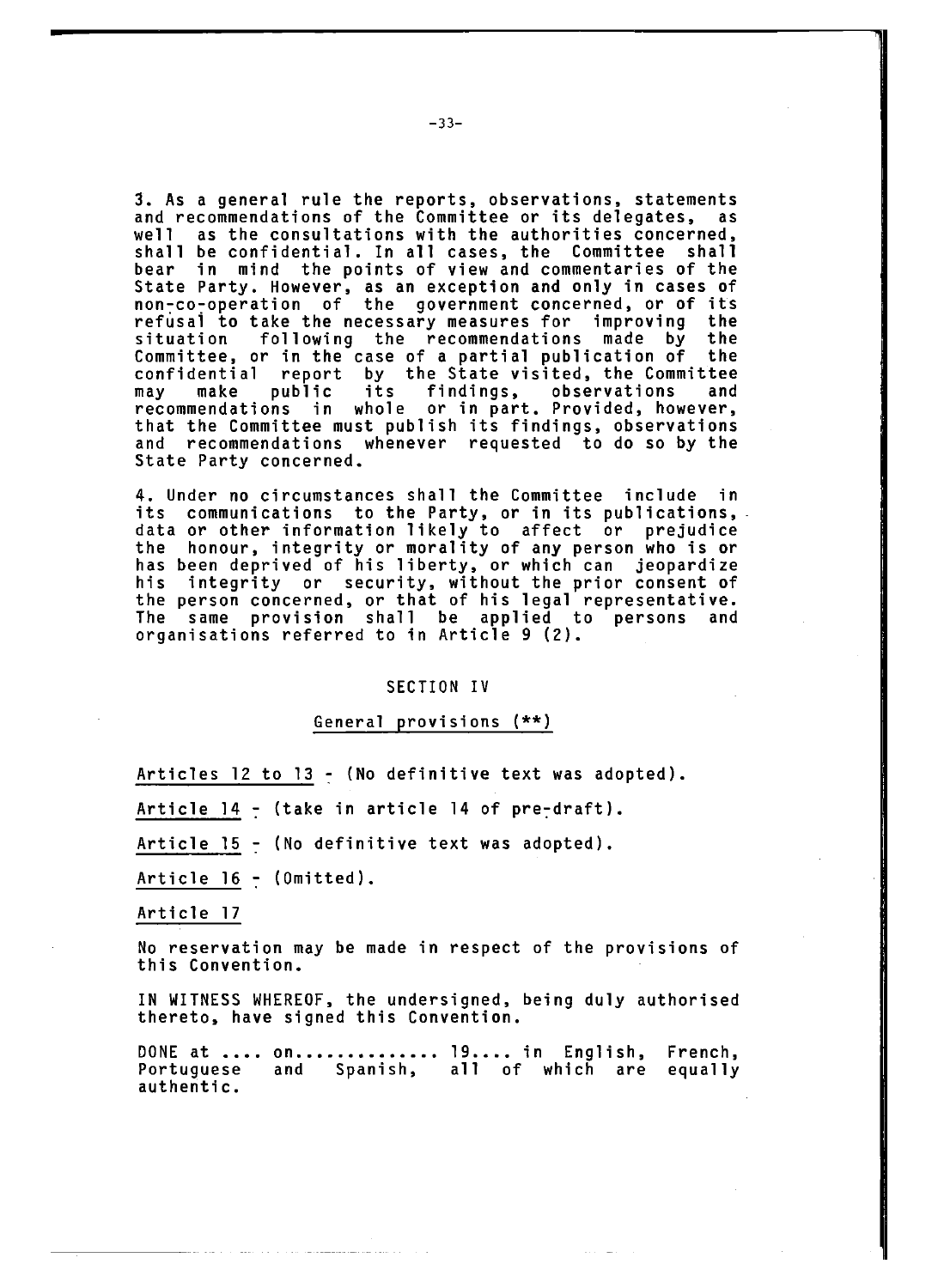3. As a general rule the reports, observations, statements and recommendations of the Committee or its delegates, as well as the consultations with the authorities concerned, shall be confidential. In all cases, the Committee shall bear in mind the points of view and commentaries of the State Party. However, as an exception and only in cases of non-co-operation of the government concerned, or of its refusal to take the necessary measures for improving the situation following the recommendations made by the Committee, or in the case of a partial publication of the confidential report by the State visited, the Committee may make public its findings, observations and recommendations in whole or in part. Provided, however, that the Committee must publish its findings, observations and recommendations whenever requested to do so by the State Party concerned.

4. Under no circumstances shall the Committee include in its communications to the Party, or in its publications, data or other information likely to affect or prejudice the honour, integrity or morality of any person who is or has been deprived of his liberty, or which can jeopardize his integrity or security, without the prior consent of the person concerned, or that of his legal representative. The same provision shall be applied to persons and organisations referred to in Article 9 (2).

## SECTION IV

### General provisions (**)

Articles 12 to 13 - (No definitive text was adopted).

Article 14 - (take in article 14 of pre-draft).

Article 15 - (No definitive text was adopted).

Article 16 - (Omitted).

### Article 17

No reservation may be made in respect of the provisions of this Convention.

IN WITNESS WHEREOF, the undersigned, being duly authorised thereto, have signed this Convention.

DONE at .... on.............. 19.... in English, French, Portuguese and Spanish, all of which are equally authentic.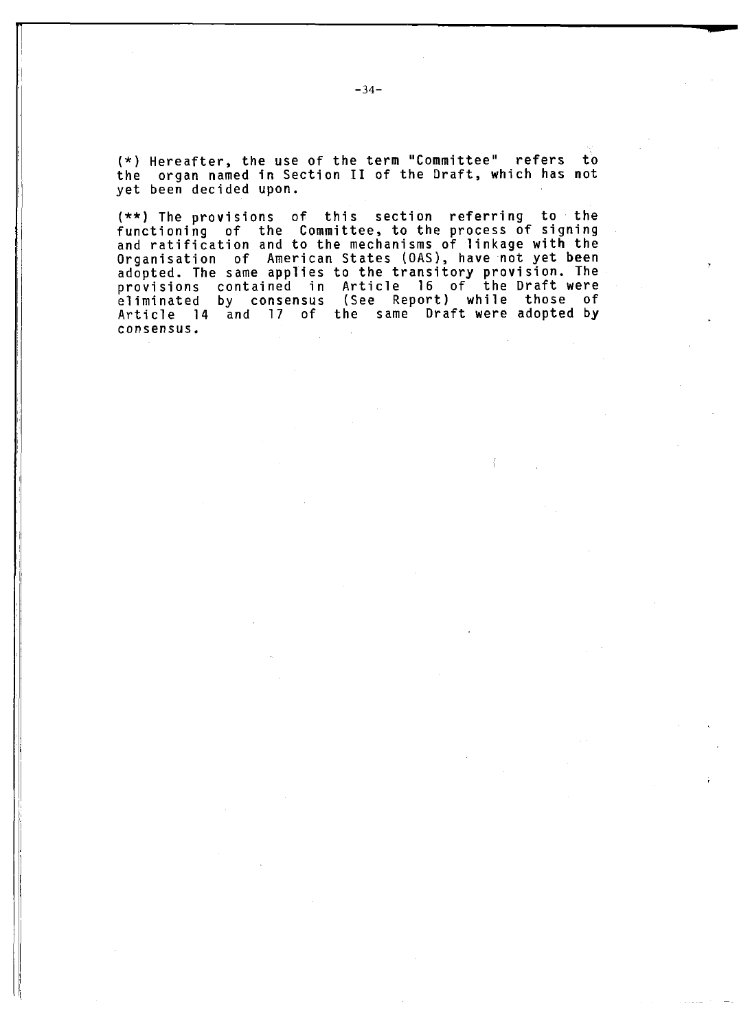(*) Hereafter, the use of the term "Committee" refers to the organ named in Section II of the Draft, which has not yet been decided upon.

(**) The provisions of this section referring to the functioning of the Committee, to the process of signing and ratification and to the mechanisms of linkage with the Organisation of American States (OAS), have not yet been adopted. The same applies to the transitory provision. The provisions contained in Article 16 of the Draft were eliminated by consensus (See Report) while those of Article 14 and 17 of the same Draft were adopted by consensus.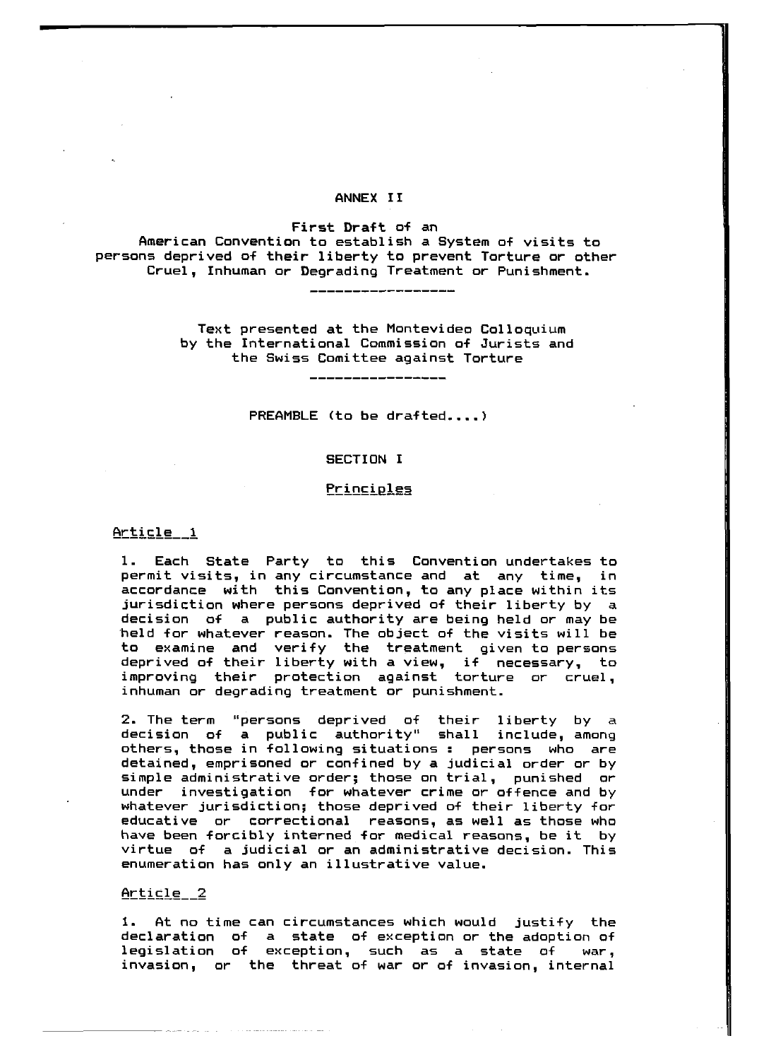# ANNEX II

## First Draft of an American Convention to establish a System of visits to persons deprived of their liberty to prevent Torture or other Cruel, Inhuman or Degrading Treatment or Punishment.

---

Text presented at the Montevideo Colloquium by the International Commission of Jurists and the Swiss Comittee against Torture

---

PREAMBLE (to be drafted....)

### SECTION I

### Principles

#### Article 1

1. Each State Party to this Convention undertakes to permit visits, in any circumstance and at any time, in accordance with this Convention, to any place within its jurisdiction where persons deprived of their liberty by a decision of a public authority are being held or may be held for whatever reason. The object of the visits will be to examine and verify the treatment given to persons deprived of their liberty with a view, if necessary, to improving their protection against torture or cruel, inhuman or degrading treatment or punishment.

2. The term "persons deprived of their liberty by a decision of a public authority" shall include, among others, those in following situations : persons who are detained, emprisoned or confined by a judicial order or by simple administrative order; those on trial, punished or under investigation for whatever crime or offence and by whatever jurisdiction; those deprived of their liberty for educative or correctional reasons, as well as those who have been forcibly interned for medical reasons, be it by virtue of a judicial or an administrative decision. This enumeration has only an illustrative value.

#### Article 2

1. At no time can circumstances which would justify the declaration of a state of exception or the adoption of legislation of exception, such as a state of war, invasion, or the threat of war or of invasion, internal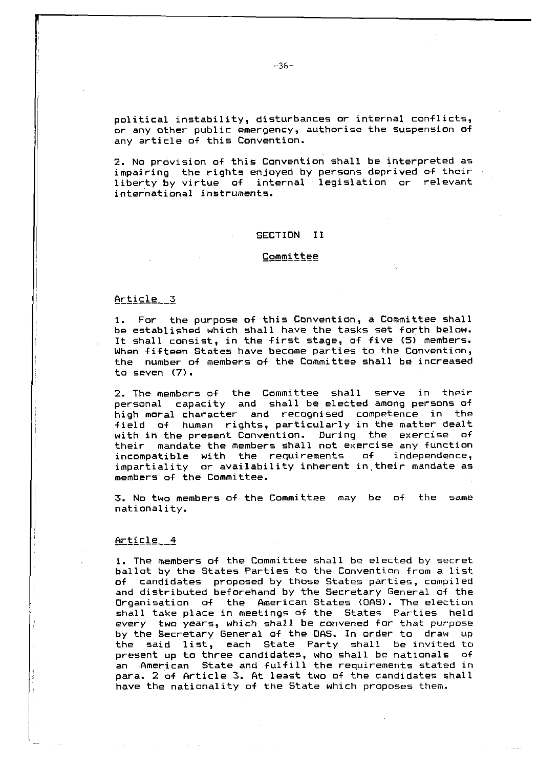political instability, disturbances or internal conflicts, or any other public emergency, authorise the suspension of any article of this Convention.

2. No provision of this Convention shall be interpreted as impairing the rights enjoyed by persons deprived of their liberty by virtue of internal legislation or relevant international instruments.

## SECTION II

### Committee

#### Article 3

1. For the purpose of this Convention, a Committee shall be established which shall have the tasks set forth below. It shall consist, in the first stage, of five (5) members. When fifteen States have become parties to the Convention, the number of members of the Committee shall be increased to seven (7).

2. The members of the Committee shall serve in their personal capacity and shall be elected among persons of high moral character and recognised competence in the field of human rights, particularly in the matter dealt with in the present Convention. During the exercise of their mandate the members shall not exercise any function incompatible with the requirements of independence, impartiality or availability inherent in their mandate as members of the Committee.

3. No two members of the Committee may be of the same nationality.

#### Article 4

1. The members of the Committee shall be elected by secret ballot by the States Parties to the Convention from a list of candidates proposed by those States parties, compiled and distributed beforehand by the Secretary General of the Organisation of the American States (OAS). The election shall take place in meetings of the States Parties held every two years, which shall be convened for that purpose by the Secretary General of the OAS. In order to draw up the said list, each State Party shall be invited to present up to three candidates, who shall be nationals of an American State and fulfill the requirements stated in para. 2 of Article 3. At least two of the candidates shall have the nationality of the State which proposes them.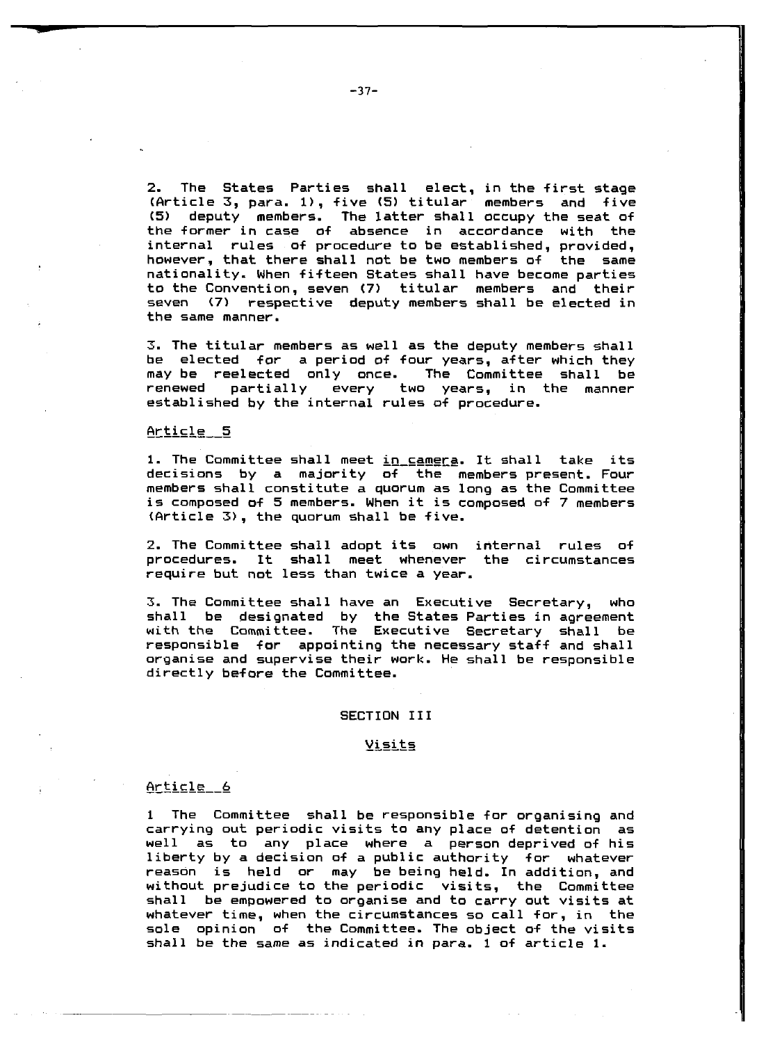2. The States Parties shall elect, in the first stage (Article 3, para. 1), five (5) titular members and five (5) deputy members. The latter shall occupy the seat of the former in case of absence in accordance with the internal rules of procedure to be established, provided, however, that there shall not be two members of the same nationality. When fifteen States shall have become parties to the Convention, seven (7) titular members and their seven (7) respective deputy members shall be elected in the same manner.

3. The titular members as well as the deputy members shall be elected for a period of four years, after which they may be reelected only once. The Committee shall be renewed partially every two years, in the manner established by the internal rules of procedure.

Article 5

1. The Committee shall meet _in camera_. It shall take its decisions by a majority of the members present. Four members shall constitute a quorum as long as the Committee is composed of 5 members. When it is composed of 7 members (Article 3), the quorum shall be five.

2. The Committee shall adopt its own internal rules of procedures. It shall meet whenever the circumstances require but not less than twice a year.

3. The Committee shall have an Executive Secretary, who shall be designated by the States Parties in agreement with the Committee. The Executive Secretary shall be responsible for appointing the necessary staff and shall organise and supervise their work. He shall be responsible directly before the Committee.

## SECTION III

## Visits

Article 6

1 The Committee shall be responsible for organising and carrying out periodic visits to any place of detention as well as to any place where a person deprived of his liberty by a decision of a public authority for whatever reason is held or may be being held. In addition, and without prejudice to the periodic visits, the Committee shall be empowered to organise and to carry out visits at whatever time, when the circumstances so call for, in the sole opinion of the Committee. The object of the visits shall be the same as indicated in para. 1 of article 1.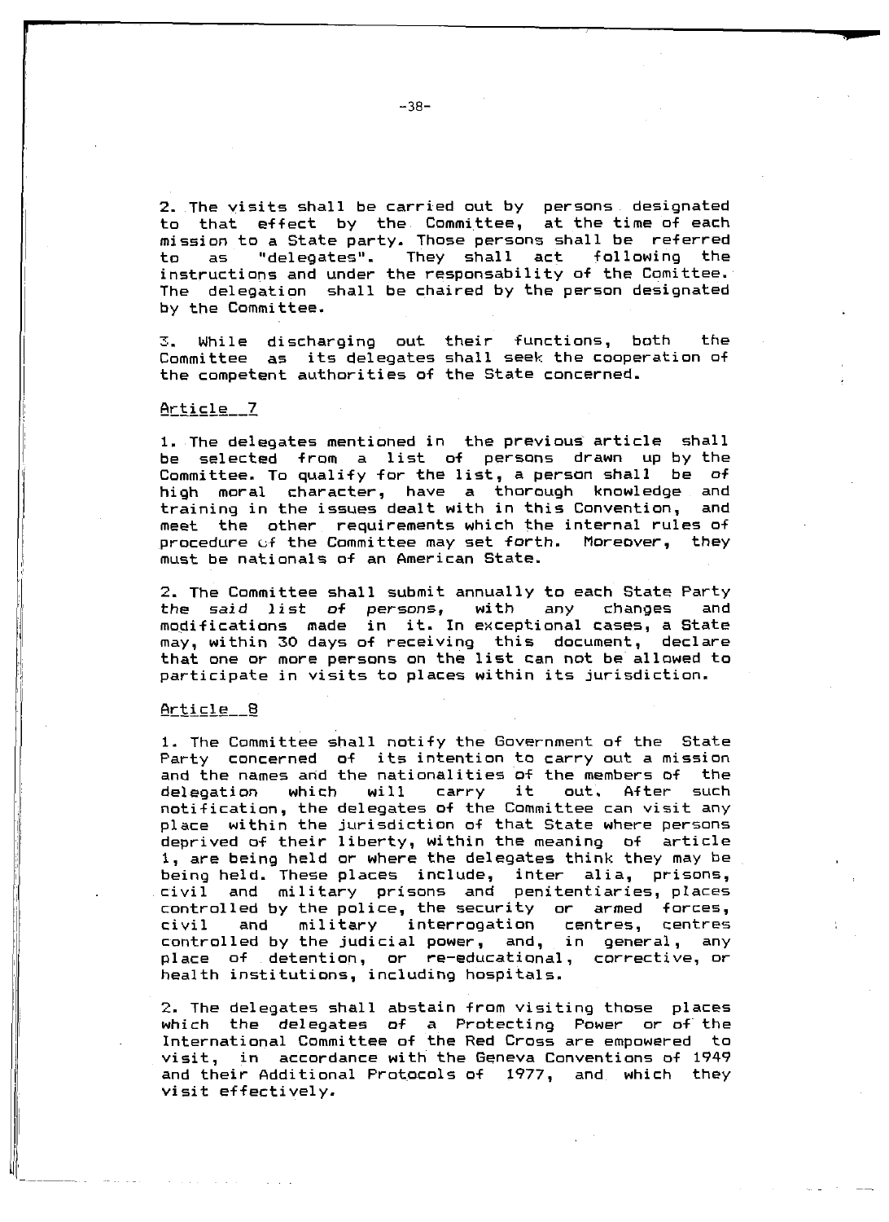2. The visits shall be carried out by persons designated to that effect by the Committee, at the time of each mission to a State party. Those persons shall be referred to as "delegates". They shall act following the instructions and under the responsability of the Comittee. The delegation shall be chaired by the person designated by the Committee.

3. While discharging out their functions, both the Committee as its delegates shall seek the cooperation of the competent authorities of the State concerned.

Article 7

1. The delegates mentioned in the previous article shall be selected from a list of persons drawn up by the Committee. To qualify for the list, a person shall be of high moral character, have a thorough knowledge and training in the issues dealt with in this Convention, and meet the other requirements which the internal rules of procedure of the Committee may set forth. Moreover, they must be nationals of an American State.

2. The Committee shall submit annually to each State Party *the said list of persons*, with any changes and modifications made in it. In exceptional cases, a State may, within 30 days of receiving this document, declare that one or more persons on the list can not be allowed to participate in visits to places within its jurisdiction.

Article 8

1. The Committee shall notify the Government of the State Party concerned of its intention to carry out a mission and the names and the nationalities of the members of the delegation which will carry it out. After such notification, the delegates of the Committee can visit any place within the jurisdiction of that State where persons deprived of their liberty, within the meaning of article 1, are being held or where the delegates think they may be being held. These places include, inter alia, prisons, civil and military prisons and penitentiaries, places controlled by the police, the security or armed forces, civil and military interrogation centres, centres controlled by the judicial power, and, in general, any place of detention, or re-educational, corrective, or health institutions, including hospitals.

2. The delegates shall abstain from visiting those places which the delegates of a Protecting Power or of the International Committee of the Red Cross are empowered to visit, in accordance with the Geneva Conventions of 1949 and their Additional Protocols of 1977, and which they visit effectively.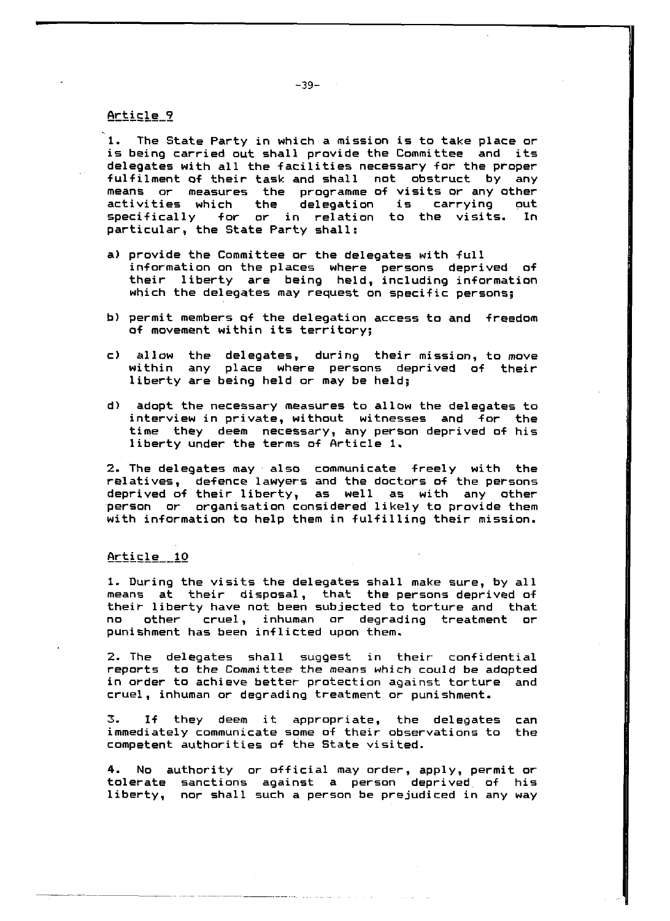Article 9

1. The State Party in which a mission is to take place or is being carried out shall provide the Committee and its delegates with all the facilities necessary for the proper fulfilment of their task and shall not obstruct by any means or measures the programme of visits or any other activities which the delegation is carrying out specifically for or in relation to the visits. In particular, the State Party shall:

a) provide the Committee or the delegates with full information on the places where persons deprived of their liberty are being held, including information which the delegates may request on specific persons;

b) permit members of the delegation access to and freedom of movement within its territory;

c) allow the delegates, during their mission, to move within any place where persons deprived of their liberty are being held or may be held;

d) adopt the necessary measures to allow the delegates to interview in private, without witnesses and for the time they deem necessary, any person deprived of his liberty under the terms of Article 1.

2. The delegates may also communicate freely with the relatives, defence lawyers and the doctors of the persons deprived of their liberty, as well as with any other person or organisation considered likely to provide them with information to help them in fulfilling their mission.

Article 10

1. During the visits the delegates shall make sure, by all means at their disposal, that the persons deprived of their liberty have not been subjected to torture and that no other cruel, inhuman or degrading treatment or punishment has been inflicted upon them.

2. The delegates shall suggest in their confidential reports to the Committee the means which could be adopted in order to achieve better protection against torture and cruel, inhuman or degrading treatment or punishment.

3. If they deem it appropriate, the delegates can immediately communicate some of their observations to the competent authorities of the State visited.

4. No authority or official may order, apply, permit or tolerate sanctions against a person deprived of his liberty, nor shall such a person be prejudiced in any way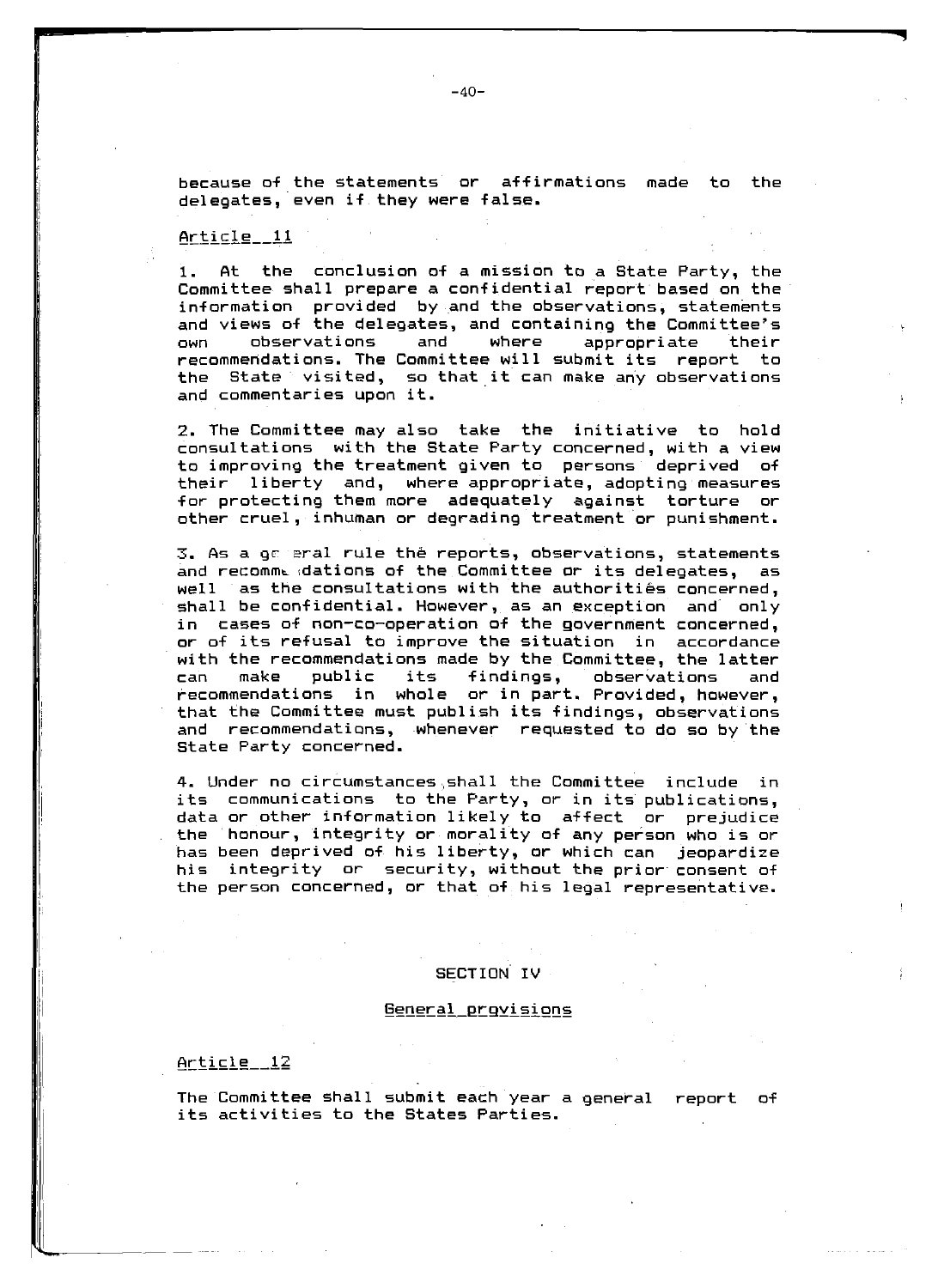because of the statements or affirmations made to the delegates, even if they were false.

Article 11

1. At the conclusion of a mission to a State Party, the Committee shall prepare a confidential report based on the information provided by and the observations, statements and views of the delegates, and containing the Committee's own observations and where appropriate their recommendations. The Committee will submit its report to the State visited, so that it can make any observations and commentaries upon it.

2. The Committee may also take the initiative to hold consultations with the State Party concerned, with a view to improving the treatment given to persons deprived of their liberty and, where appropriate, adopting measures for protecting them more adequately against torture or other cruel, inhuman or degrading treatment or punishment.

3. As a general rule the reports, observations, statements and recommendations of the Committee or its delegates, as well as the consultations with the authorities concerned, shall be confidential. However, as an exception and only in cases of non-co-operation of the government concerned, or of its refusal to improve the situation in accordance with the recommendations made by the Committee, the latter can make public its findings, observations and recommendations in whole or in part. Provided, however, that the Committee must publish its findings, observations and recommendations, whenever requested to do so by the State Party concerned.

4. Under no circumstances shall the Committee include in its communications to the Party, or in its publications, data or other information likely to affect or prejudice the honour, integrity or morality of any person who is or has been deprived of his liberty, or which can jeopardize his integrity or security, without the prior consent of the person concerned, or that of his legal representative.

## SECTION IV

### General provisions

Article 12

The Committee shall submit each year a general report of its activities to the States Parties.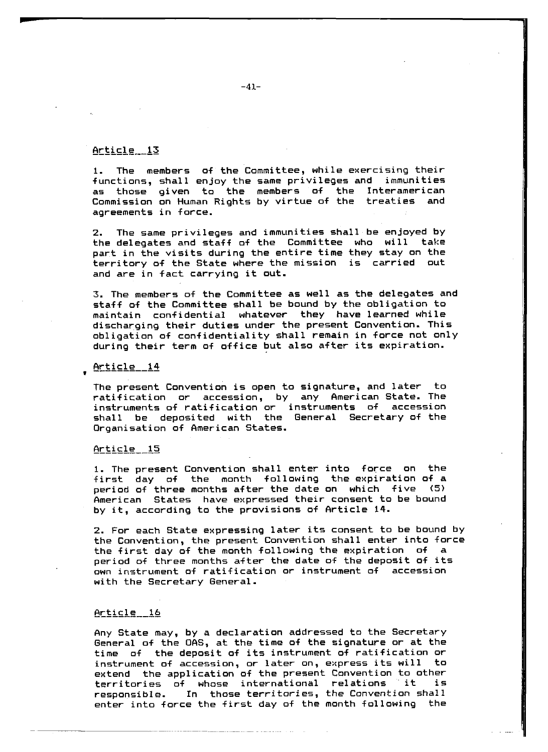Article 13

1. The members of the Committee, while exercising their functions, shall enjoy the same privileges and immunities as those given to the members of the Interamerican Commission on Human Rights by virtue of the treaties and agreements in force.

2. The same privileges and immunities shall be enjoyed by the delegates and staff of the Committee who will take part in the visits during the entire time they stay on the territory of the State where the mission is carried out and are in fact carrying it out.

3. The members of the Committee as well as the delegates and staff of the Committee shall be bound by the obligation to maintain confidential whatever they have learned while discharging their duties under the present Convention. This obligation of confidentiality shall remain in force not only during their term of office but also after its expiration.

Article 14

The present Convention is open to signature, and later to ratification or accession, by any American State. The instruments of ratification or instruments of accession shall be deposited with the General Secretary of the Organisation of American States.

Article 15

1. The present Convention shall enter into force on the first day of the month following the expiration of a period of three months after the date on which five (5) American States have expressed their consent to be bound by it, according to the provisions of Article 14.

2. For each State expressing later its consent to be bound by the Convention, the present Convention shall enter into force the first day of the month following the expiration of a period of three months after the date of the deposit of its own instrument of ratification or instrument of accession with the Secretary General.

Article 16

Any State may, by a declaration addressed to the Secretary General of the OAS, at the time of the signature or at the time of the deposit of its instrument of ratification or instrument of accession, or later on, express its will to extend the application of the present Convention to other territories of whose international relations it is responsible. In those territories, the Convention shall enter into force the first day of the month following the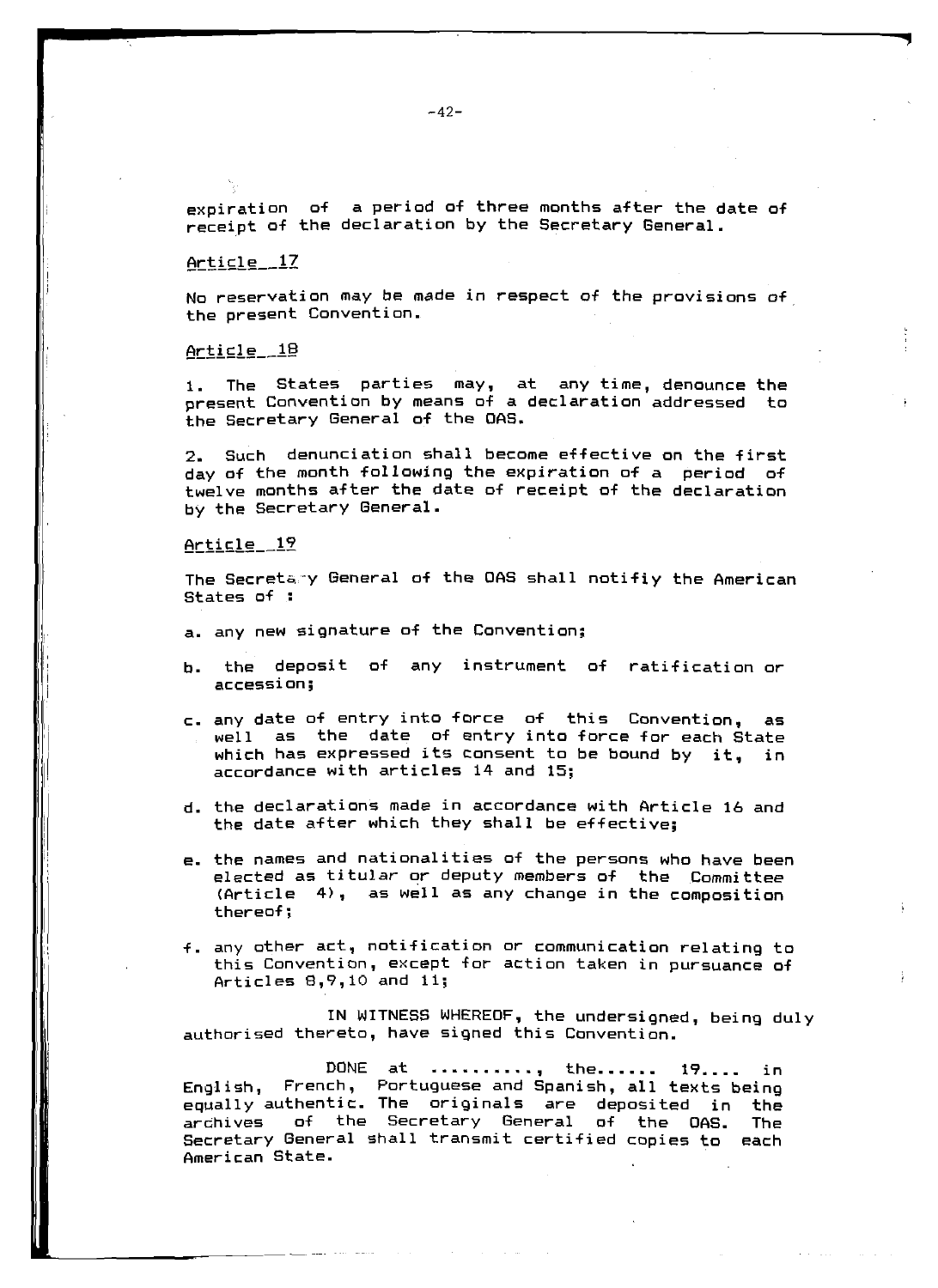expiration of a period of three months after the date of receipt of the declaration by the Secretary General.

Article 17

No reservation may be made in respect of the provisions of the present Convention.

Article 18

1. The States parties may, at any time, denounce the present Convention by means of a declaration addressed to the Secretary General of the OAS.

2. Such denunciation shall become effective on the first day of the month following the expiration of a period of twelve months after the date of receipt of the declaration by the Secretary General.

Article 19

The Secretary General of the OAS shall notifiy the American States of :

a. any new signature of the Convention;

b. the deposit of any instrument of ratification or accession;

c. any date of entry into force of this Convention, as well as the date of entry into force for each State which has expressed its consent to be bound by it, in accordance with articles 14 and 15;

d. the declarations made in accordance with Article 16 and the date after which they shall be effective;

e. the names and nationalities of the persons who have been elected as titular or deputy members of the Committee (Article 4), as well as any change in the composition thereof;

f. any other act, notification or communication relating to this Convention, except for action taken in pursuance of Articles 8,9,10 and 11;

IN WITNESS WHEREOF, the undersigned, being duly authorised thereto, have signed this Convention.

DONE at .........., the...... 19.... in English, French, Portuguese and Spanish, all texts being equally authentic. The originals are deposited in the archives of the Secretary General of the OAS. The Secretary General shall transmit certified copies to each American State.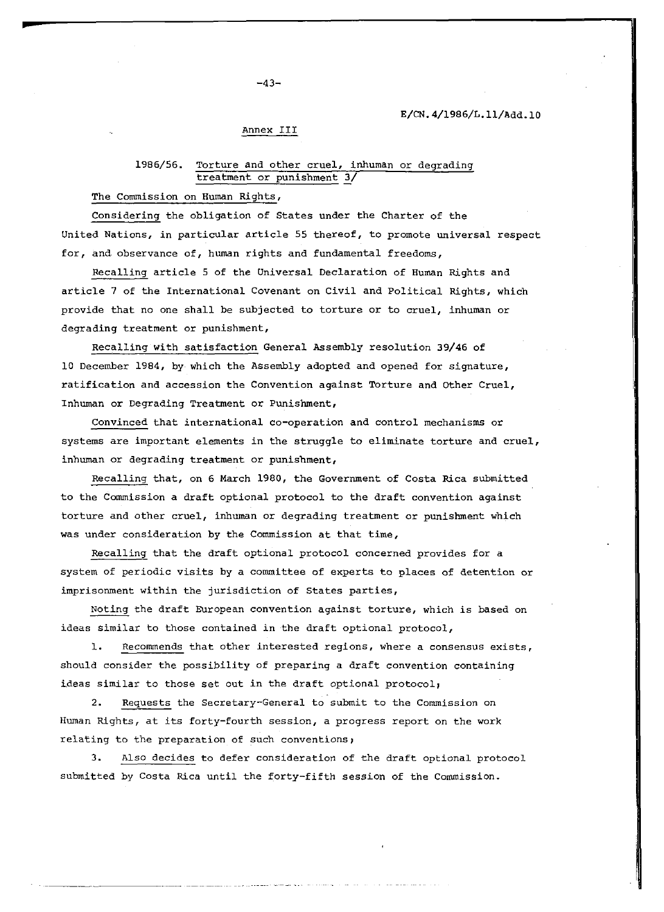E/CN.4/1986/L.11/Add.10

Annex III

## 1986/56. Torture and other cruel, inhuman or degrading treatment or punishment 3/

The Commission on Human Rights,

*Considering* the obligation of States under the Charter of the United Nations, in particular article 55 thereof, to promote universal respect for, and observance of, human rights and fundamental freedoms,

*Recalling* article 5 of the Universal Declaration of Human Rights and article 7 of the International Covenant on Civil and Political Rights, which provide that no one shall be subjected to torture or to cruel, inhuman or degrading treatment or punishment,

*Recalling with satisfaction* General Assembly resolution 39/46 of 10 December 1984, by which the Assembly adopted and opened for signature, ratification and accession the Convention against Torture and Other Cruel, Inhuman or Degrading Treatment or Punishment,

*Convinced* that international co-operation and control mechanisms or systems are important elements in the struggle to eliminate torture and cruel, inhuman or degrading treatment or punishment,

*Recalling* that, on 6 March 1980, the Government of Costa Rica submitted to the Commission a draft optional protocol to the draft convention against torture and other cruel, inhuman or degrading treatment or punishment which was under consideration by the Commission at that time,

*Recalling* that the draft optional protocol concerned provides for a system of periodic visits by a committee of experts to places of detention or imprisonment within the jurisdiction of States parties,

*Noting* the draft European convention against torture, which is based on ideas similar to those contained in the draft optional protocol,

1. *Recommends* that other interested regions, where a consensus exists, should consider the possibility of preparing a draft convention containing ideas similar to those set out in the draft optional protocol;

2. *Requests* the Secretary-General to submit to the Commission on Human Rights, at its forty-fourth session, a progress report on the work relating to the preparation of such conventions;

3. *Also decides* to defer consideration of the draft optional protocol submitted by Costa Rica until the forty-fifth session of the Commission.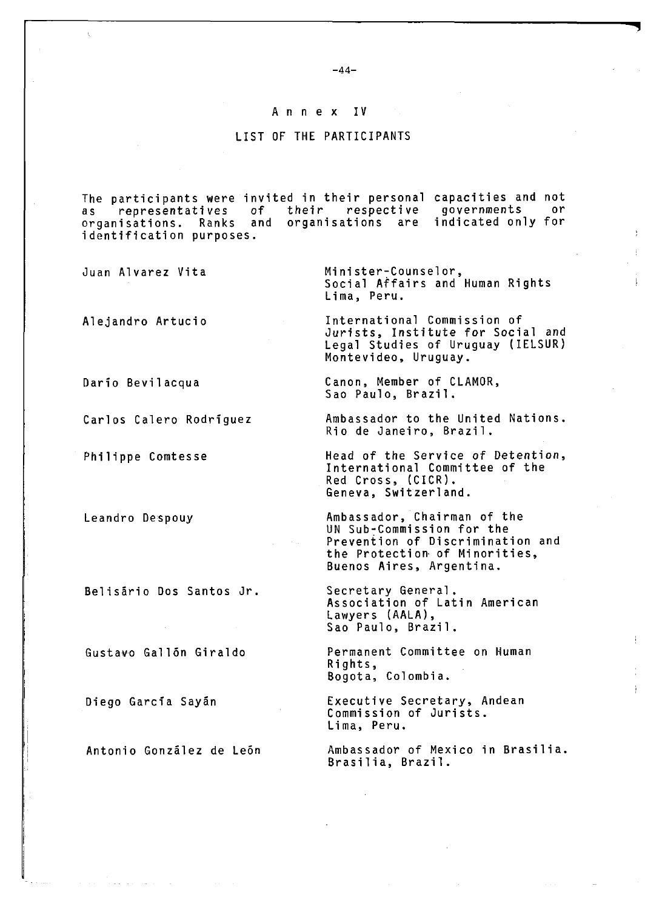# Annex IV

## LIST OF THE PARTICIPANTS

The participants were invited in their personal capacities and not as representatives of their respective governments or organisations. Ranks and organisations are indicated only for identification purposes.

| | |
|---|---|
| Juan Alvarez Vita | Minister-Counselor, Social Affairs and Human Rights Lima, Peru. |
| Alejandro Artucio | International Commission of Jurists, Institute for Social and Legal Studies of Uruguay (IELSUR) Montevideo, Uruguay. |
| Darío Bevilacqua | Canon, Member of CLAMOR, Sao Paulo, Brazil. |
| Carlos Calero Rodríguez | Ambassador to the United Nations. Rio de Janeiro, Brazil. |
| Philippe Comtesse | Head of the Service of Detention, International Committee of the Red Cross, (CICR). Geneva, Switzerland. |
| Leandro Despouy | Ambassador, Chairman of the UN Sub-Commission for the Prevention of Discrimination and the Protection of Minorities, Buenos Aires, Argentina. |
| Belisário Dos Santos Jr. | Secretary General. Association of Latin American Lawyers (AALA), Sao Paulo, Brazil. |
| Gustavo Gallón Giraldo | Permanent Committee on Human Rights, Bogota, Colombia. |
| Diego García Sayán | Executive Secretary, Andean Commission of Jurists. Lima, Peru. |
| Antonio González de León | Ambassador of Mexico in Brasilia. Brasilia, Brazil. |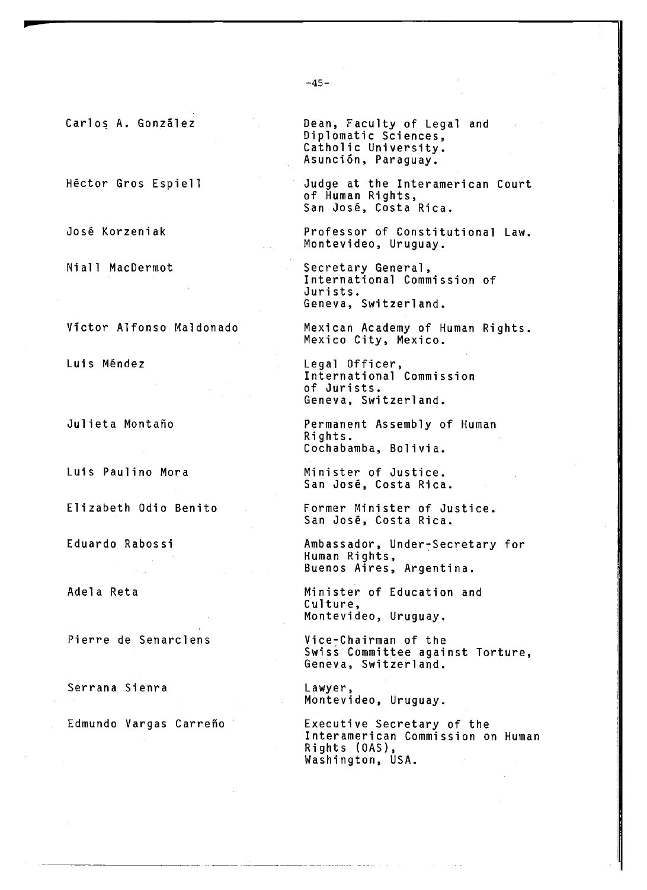| | |
|---|---|
| Carlos A. González | Dean, Faculty of Legal and Diplomatic Sciences, Catholic University. Asunción, Paraguay. |
| Héctor Gros Espiell | Judge at the Interamerican Court of Human Rights, San José, Costa Rica. |
| José Korzeniak | Professor of Constitutional Law. Montevideo, Uruguay. |
| Niall MacDermot | Secretary General, International Commission of Jurists. Geneva, Switzerland. |
| Víctor Alfonso Maldonado | Mexican Academy of Human Rights. Mexico City, Mexico. |
| Luis Méndez | Legal Officer, International Commission of Jurists. Geneva, Switzerland. |
| Julieta Montaño | Permanent Assembly of Human Rights. Cochabamba, Bolivia. |
| Luis Paulino Mora | Minister of Justice. San José, Costa Rica. |
| Elizabeth Odio Benito | Former Minister of Justice. San José, Costa Rica. |
| Eduardo Rabossi | Ambassador, Under-Secretary for Human Rights, Buenos Aires, Argentina. |
| Adela Reta | Minister of Education and Culture, Montevideo, Uruguay. |
| Pierre de Senarclens | Vice-Chairman of the Swiss Committee against Torture, Geneva, Switzerland. |
| Serrana Sienra | Lawyer, Montevideo, Uruguay. |
| Edmundo Vargas Carreño | Executive Secretary of the Interamerican Commission on Human Rights (OAS), Washington, USA. |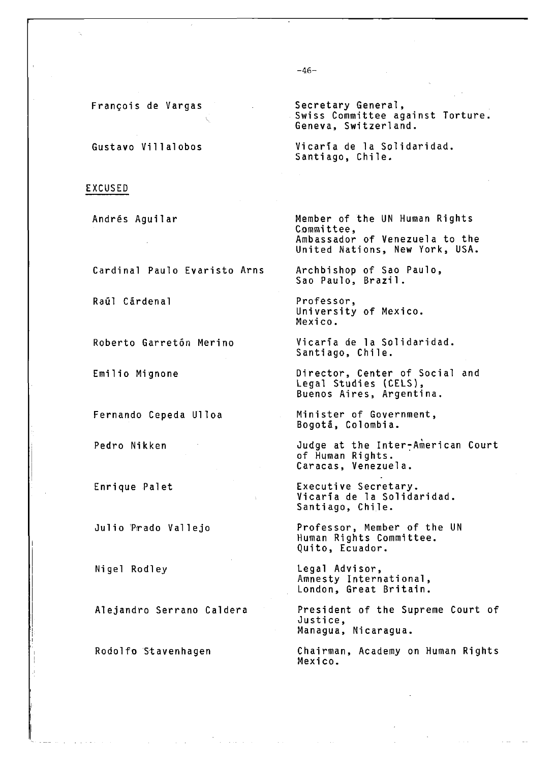| | |
|---|---|
| François de Vargas | Secretary General, Swiss Committee against Torture. Geneva, Switzerland. |
| Gustavo Villalobos | Vicaría de la Solidaridad. Santiago, Chile. |

EXCUSED

| | |
|---|---|
| Andrés Aguilar | Member of the UN Human Rights Committee, Ambassador of Venezuela to the United Nations, New York, USA. |
| Cardinal Paulo Evaristo Arns | Archbishop of Sao Paulo, Sao Paulo, Brazil. |
| Raûl Cârdenal | Professor, University of Mexico. Mexico. |
| Roberto Garretón Merino | Vicaría de la Solidaridad. Santiago, Chile. |
| Emilio Mignone | Director, Center of Social and Legal Studies (CELS), Buenos Aires, Argentina. |
| Fernando Cepeda Ulloa | Minister of Government, Bogotâ, Colombia. |
| Pedro Nikken | Judge at the Inter-American Court of Human Rights. Caracas, Venezuela. |
| Enrique Palet | Executive Secretary. Vicaría de la Solidaridad. Santiago, Chile. |
| Julio Prado Vallejo | Professor, Member of the UN Human Rights Committee. Quito, Ecuador. |
| Nigel Rodley | Legal Advisor, Amnesty International, London, Great Britain. |
| Alejandro Serrano Caldera | President of the Supreme Court of Justice, Managua, Nicaragua. |
| Rodolfo Stavenhagen | Chairman, Academy on Human Rights Mexico. |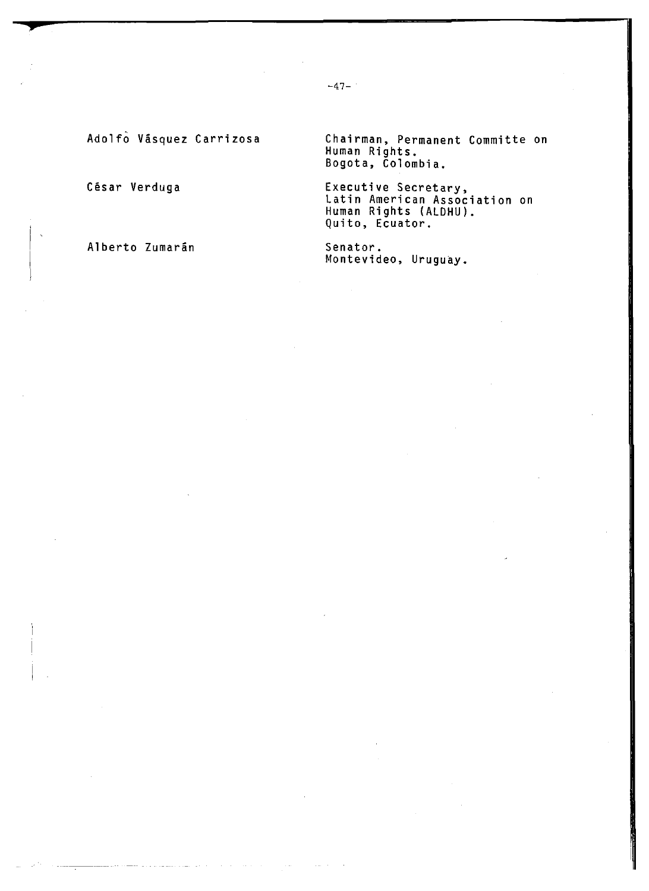| | |
|---|---|
| Adolfò Vâsquez Carrizosa | Chairman, Permanent Committe on Human Rights. Bogota, Colombia. |
| César Verduga | Executive Secretary, Latin American Association on Human Rights (ALDHU). Quito, Ecuator. |
| Alberto Zumarân | Senator. Montevideo, Uruguay. |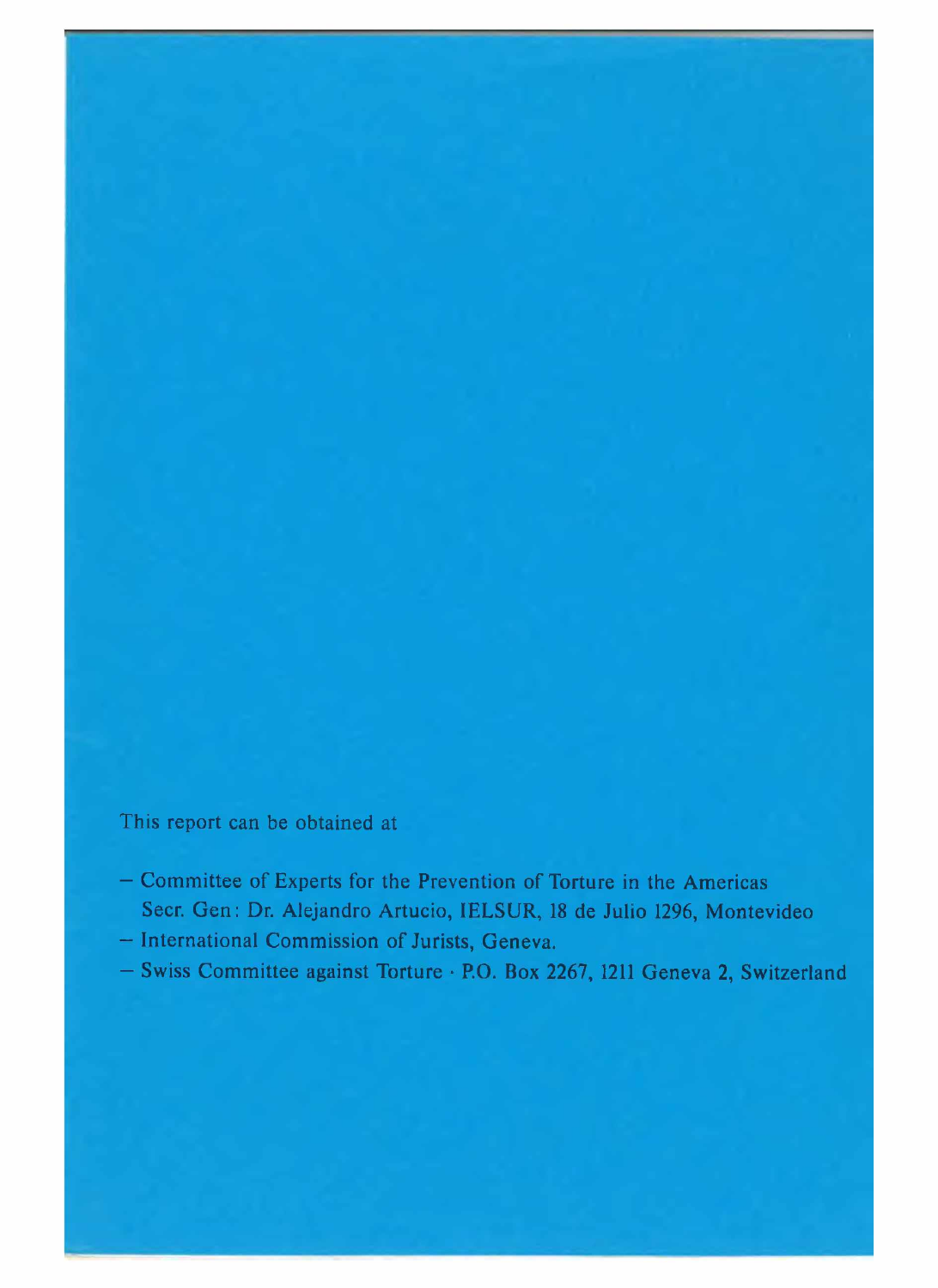This report can be obtained at

- Committee of Experts for the Prevention of Torture in the Americas
  Secr. Gen: Dr. Alejandro Artucio, IELSUR, 18 de Julio 1296, Montevideo
- International Commission of Jurists, Geneva.
- Swiss Committee against Torture · P.O. Box 2267, 1211 Geneva 2, Switzerland